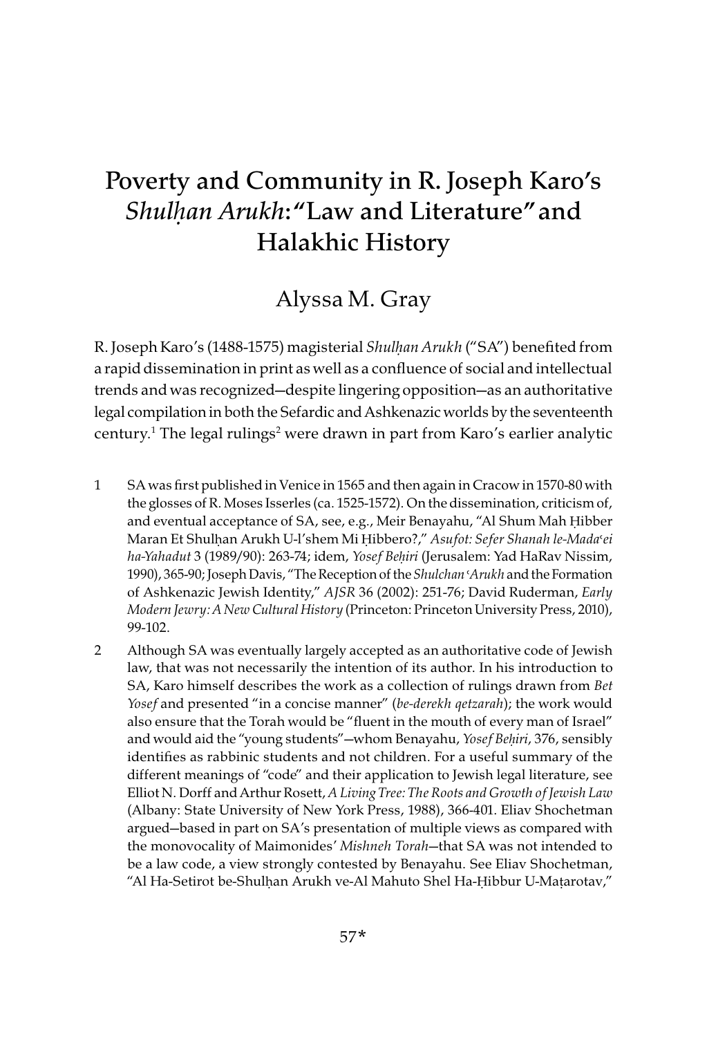# Poverty and Community in R. Joseph Karo's *Shulḥan Arukh*: "Law and Literature" and Halakhic History

Alyssa M. Gray

R. Joseph Karo's (1488-1575) magisterial *Shulḥan Arukh* ("SA") benefited from a rapid dissemination in print as well as a confluence of social and intellectual trends and was recognized—despite lingering opposition—as an authoritative legal compilation in both the Sefardic and Ashkenazic worlds by the seventeenth century.[1] The legal rulings[2] were drawn in part from Karo's earlier analytic

---

1 SA was first published in Venice in 1565 and then again in Cracow in 1570-80 with the glosses of R. Moses Isserles (ca. 1525-1572). On the dissemination, criticism of, and eventual acceptance of SA, see, e.g., Meir Benayahu, "Al Shum Mah Ḥibber Maran Et Shulḥan Arukh U-l'shem Mi Ḥibbero?," *Asufot: Sefer Shanah le-Madaʿei ha-Yahadut* 3 (1989/90): 263-74; idem, *Yosef Beḥiri* (Jerusalem: Yad HaRav Nissim, 1990), 365-90; Joseph Davis, "The Reception of the *Shulchan ʿArukh* and the Formation of Ashkenazic Jewish Identity," *AJSR* 36 (2002): 251-76; David Ruderman, *Early Modern Jewry: A New Cultural History* (Princeton: Princeton University Press, 2010), 99-102.

2 Although SA was eventually largely accepted as an authoritative code of Jewish law, that was not necessarily the intention of its author. In his introduction to SA, Karo himself describes the work as a collection of rulings drawn from *Bet Yosef* and presented "in a concise manner" (*be-derekh qetzarah*); the work would also ensure that the Torah would be "fluent in the mouth of every man of Israel" and would aid the "young students"—whom Benayahu, *Yosef Beḥiri*, 376, sensibly identifies as rabbinic students and not children. For a useful summary of the different meanings of "code" and their application to Jewish legal literature, see Elliot N. Dorff and Arthur Rosett, *A Living Tree: The Roots and Growth of Jewish Law* (Albany: State University of New York Press, 1988), 366-401. Eliav Shochetman argued—based in part on SA's presentation of multiple views as compared with the monovocality of Maimonides' *Mishneh Torah*—that SA was not intended to be a law code, a view strongly contested by Benayahu. See Eliav Shochetman, "Al Ha-Setirot be-Shulḥan Arukh ve-Al Mahuto Shel Ha-Ḥibbur U-Maṭarotav,"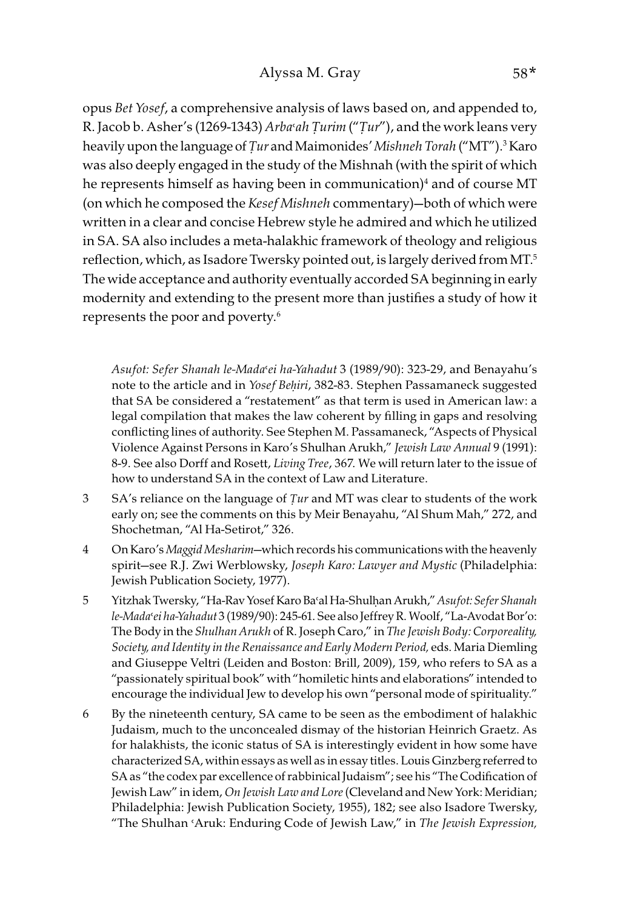opus *Bet Yosef*, a comprehensive analysis of laws based on, and appended to, R. Jacob b. Asher's (1269-1343) *Arbaʿah Ṭurim* ("*Ṭur*"), and the work leans very heavily upon the language of *Ṭur* and Maimonides' *Mishneh Torah* ("MT").[3] Karo was also deeply engaged in the study of the Mishnah (with the spirit of which he represents himself as having been in communication)[4] and of course MT (on which he composed the *Kesef Mishneh* commentary)—both of which were written in a clear and concise Hebrew style he admired and which he utilized in SA. SA also includes a meta-halakhic framework of theology and religious reflection, which, as Isadore Twersky pointed out, is largely derived from MT.[5] The wide acceptance and authority eventually accorded SA beginning in early modernity and extending to the present more than justifies a study of how it represents the poor and poverty.[6]

*Asufot: Sefer Shanah le-Madaʿei ha-Yahadut* 3 (1989/90): 323-29, and Benayahu's note to the article and in *Yosef Beḥiri*, 382-83. Stephen Passamaneck suggested that SA be considered a "restatement" as that term is used in American law: a legal compilation that makes the law coherent by filling in gaps and resolving conflicting lines of authority. See Stephen M. Passamaneck, "Aspects of Physical Violence Against Persons in Karo's Shulhan Arukh," *Jewish Law Annual* 9 (1991): 8-9. See also Dorff and Rosett, *Living Tree*, 367. We will return later to the issue of how to understand SA in the context of Law and Literature.

3 SA's reliance on the language of *Ṭur* and MT was clear to students of the work early on; see the comments on this by Meir Benayahu, "Al Shum Mah," 272, and Shochetman, "Al Ha-Setirot," 326.

4 On Karo's *Maggid Mesharim*—which records his communications with the heavenly spirit—see R.J. Zwi Werblowsky, *Joseph Karo: Lawyer and Mystic* (Philadelphia: Jewish Publication Society, 1977).

5 Yitzhak Twersky, "Ha-Rav Yosef Karo Baʿal Ha-Shulḥan Arukh," *Asufot: Sefer Shanah le-Madaʿei ha-Yahadut* 3 (1989/90): 245-61. See also Jeffrey R. Woolf, "La-Avodat Bor'o: The Body in the *Shulhan Arukh* of R. Joseph Caro," in *The Jewish Body: Corporeality, Society, and Identity in the Renaissance and Early Modern Period,* eds. Maria Diemling and Giuseppe Veltri (Leiden and Boston: Brill, 2009), 159, who refers to SA as a "passionately spiritual book" with "homiletic hints and elaborations" intended to encourage the individual Jew to develop his own "personal mode of spirituality."

6 By the nineteenth century, SA came to be seen as the embodiment of halakhic Judaism, much to the unconcealed dismay of the historian Heinrich Graetz. As for halakhists, the iconic status of SA is interestingly evident in how some have characterized SA, within essays as well as in essay titles. Louis Ginzberg referred to SA as "the codex par excellence of rabbinical Judaism"; see his "The Codification of Jewish Law" in idem, *On Jewish Law and Lore* (Cleveland and New York: Meridian; Philadelphia: Jewish Publication Society, 1955), 182; see also Isadore Twersky, "The Shulhan ʿAruk: Enduring Code of Jewish Law," in *The Jewish Expression,*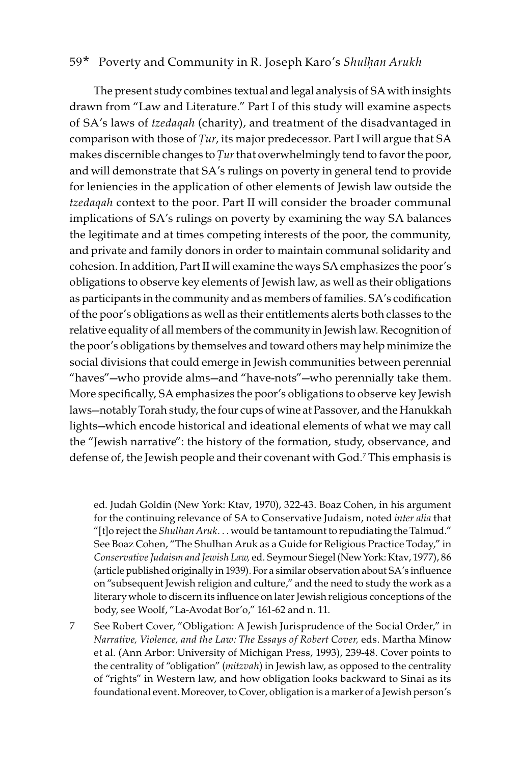The present study combines textual and legal analysis of SA with insights drawn from "Law and Literature." Part I of this study will examine aspects of SA's laws of *tzedaqah* (charity), and treatment of the disadvantaged in comparison with those of *Ṭur*, its major predecessor. Part I will argue that SA makes discernible changes to *Ṭur* that overwhelmingly tend to favor the poor, and will demonstrate that SA's rulings on poverty in general tend to provide for leniencies in the application of other elements of Jewish law outside the *tzedaqah* context to the poor. Part II will consider the broader communal implications of SA's rulings on poverty by examining the way SA balances the legitimate and at times competing interests of the poor, the community, and private and family donors in order to maintain communal solidarity and cohesion. In addition, Part II will examine the ways SA emphasizes the poor's obligations to observe key elements of Jewish law, as well as their obligations as participants in the community and as members of families. SA's codification of the poor's obligations as well as their entitlements alerts both classes to the relative equality of all members of the community in Jewish law. Recognition of the poor's obligations by themselves and toward others may help minimize the social divisions that could emerge in Jewish communities between perennial "haves"—who provide alms—and "have-nots"—who perennially take them. More specifically, SA emphasizes the poor's obligations to observe key Jewish laws—notably Torah study, the four cups of wine at Passover, and the Hanukkah lights—which encode historical and ideational elements of what we may call the "Jewish narrative": the history of the formation, study, observance, and defense of, the Jewish people and their covenant with God.[7] This emphasis is

ed. Judah Goldin (New York: Ktav, 1970), 322-43. Boaz Cohen, in his argument for the continuing relevance of SA to Conservative Judaism, noted *inter alia* that "[t]o reject the *Shulhan Aruk*. . . would be tantamount to repudiating the Talmud." See Boaz Cohen, "The Shulhan Aruk as a Guide for Religious Practice Today," in *Conservative Judaism and Jewish Law,* ed. Seymour Siegel (New York: Ktav, 1977), 86 (article published originally in 1939). For a similar observation about SA's influence on "subsequent Jewish religion and culture," and the need to study the work as a literary whole to discern its influence on later Jewish religious conceptions of the body, see Woolf, "La-Avodat Bor'o," 161-62 and n. 11.

7 See Robert Cover, "Obligation: A Jewish Jurisprudence of the Social Order," in *Narrative, Violence, and the Law: The Essays of Robert Cover,* eds. Martha Minow et al. (Ann Arbor: University of Michigan Press, 1993), 239-48. Cover points to the centrality of "obligation" (*mitzvah*) in Jewish law, as opposed to the centrality of "rights" in Western law, and how obligation looks backward to Sinai as its foundational event. Moreover, to Cover, obligation is a marker of a Jewish person's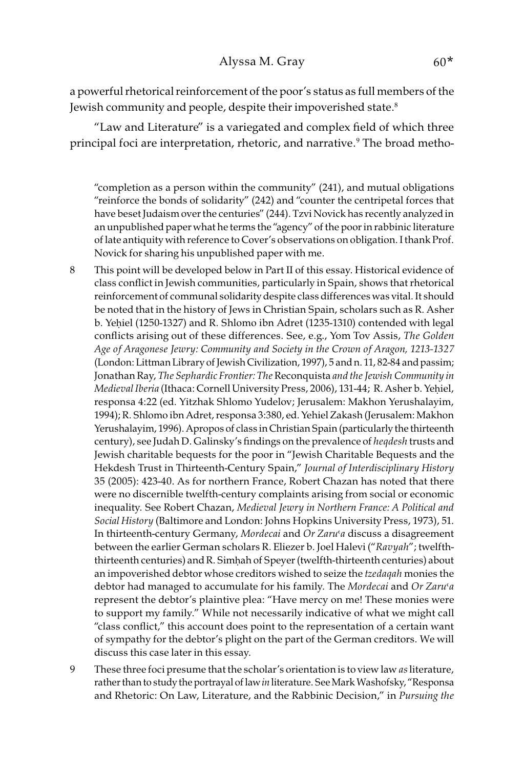a powerful rhetorical reinforcement of the poor's status as full members of the Jewish community and people, despite their impoverished state.[8]

"Law and Literature" is a variegated and complex field of which three principal foci are interpretation, rhetoric, and narrative.[9] The broad metho-

"completion as a person within the community" (241), and mutual obligations "reinforce the bonds of solidarity" (242) and "counter the centripetal forces that have beset Judaism over the centuries" (244). Tzvi Novick has recently analyzed in an unpublished paper what he terms the "agency" of the poor in rabbinic literature of late antiquity with reference to Cover's observations on obligation. I thank Prof. Novick for sharing his unpublished paper with me.

8 This point will be developed below in Part II of this essay. Historical evidence of class conflict in Jewish communities, particularly in Spain, shows that rhetorical reinforcement of communal solidarity despite class differences was vital. It should be noted that in the history of Jews in Christian Spain, scholars such as R. Asher b. Yeḥiel (1250-1327) and R. Shlomo ibn Adret (1235-1310) contended with legal conflicts arising out of these differences. See, e.g., Yom Tov Assis, *The Golden Age of Aragonese Jewry: Community and Society in the Crown of Aragon, 1213-1327* (London: Littman Library of Jewish Civilization, 1997), 5 and n. 11, 82-84 and passim; Jonathan Ray, *The Sephardic Frontier: The* Reconquista *and the Jewish Community in Medieval Iberia* (Ithaca: Cornell University Press, 2006), 131-44; R. Asher b. Yeḥiel, responsa 4:22 (ed. Yitzhak Shlomo Yudelov; Jerusalem: Makhon Yerushalayim, 1994); R. Shlomo ibn Adret, responsa 3:380, ed. Yehiel Zakash (Jerusalem: Makhon Yerushalayim, 1996). Apropos of class in Christian Spain (particularly the thirteenth century), see Judah D. Galinsky's findings on the prevalence of *heqdesh* trusts and Jewish charitable bequests for the poor in "Jewish Charitable Bequests and the Hekdesh Trust in Thirteenth-Century Spain," *Journal of Interdisciplinary History* 35 (2005): 423-40. As for northern France, Robert Chazan has noted that there were no discernible twelfth-century complaints arising from social or economic inequality. See Robert Chazan, *Medieval Jewry in Northern France: A Political and Social History* (Baltimore and London: Johns Hopkins University Press, 1973), 51. In thirteenth-century Germany, *Mordecai* and *Or Zaruʿa* discuss a disagreement between the earlier German scholars R. Eliezer b. Joel Halevi ("*Ravyah*"; twelfth-thirteenth centuries) and R. Simḥah of Speyer (twelfth-thirteenth centuries) about an impoverished debtor whose creditors wished to seize the *tzedaqah* monies the debtor had managed to accumulate for his family. The *Mordecai* and *Or Zaruʿa* represent the debtor's plaintive plea: "Have mercy on me! These monies were to support my family." While not necessarily indicative of what we might call "class conflict," this account does point to the representation of a certain want of sympathy for the debtor's plight on the part of the German creditors. We will discuss this case later in this essay.

9 These three foci presume that the scholar's orientation is to view law *as* literature, rather than to study the portrayal of law *in* literature. See Mark Washofsky, "Responsa and Rhetoric: On Law, Literature, and the Rabbinic Decision," in *Pursuing the*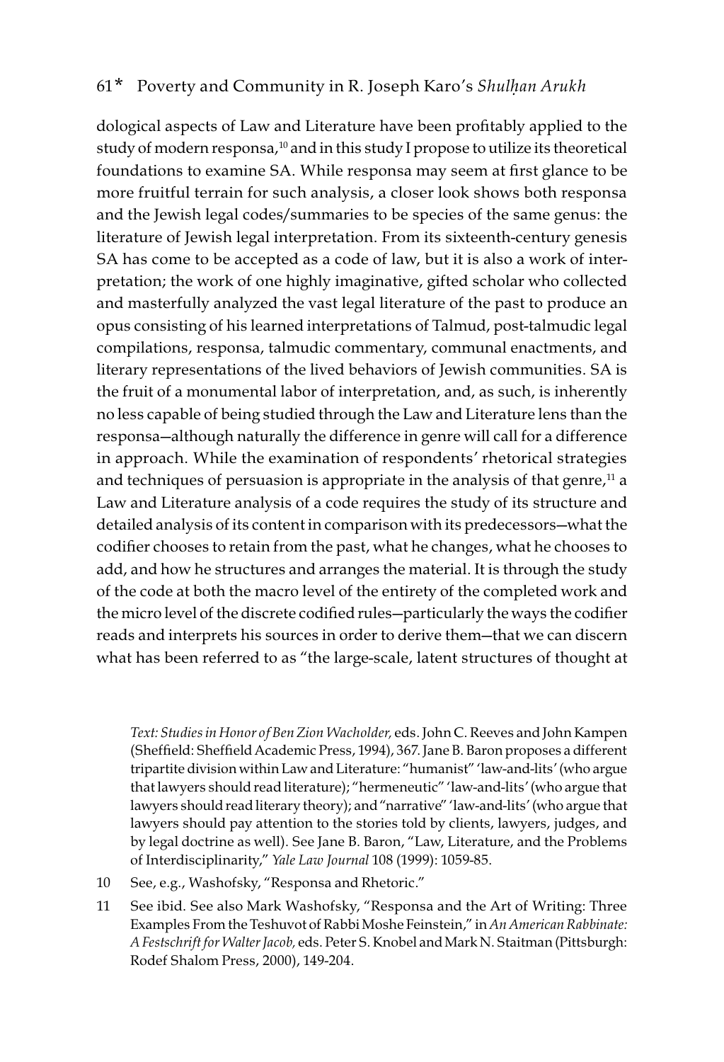dological aspects of Law and Literature have been profitably applied to the study of modern responsa,[10] and in this study I propose to utilize its theoretical foundations to examine SA. While responsa may seem at first glance to be more fruitful terrain for such analysis, a closer look shows both responsa and the Jewish legal codes/summaries to be species of the same genus: the literature of Jewish legal interpretation. From its sixteenth-century genesis SA has come to be accepted as a code of law, but it is also a work of interpretation; the work of one highly imaginative, gifted scholar who collected and masterfully analyzed the vast legal literature of the past to produce an opus consisting of his learned interpretations of Talmud, post-talmudic legal compilations, responsa, talmudic commentary, communal enactments, and literary representations of the lived behaviors of Jewish communities. SA is the fruit of a monumental labor of interpretation, and, as such, is inherently no less capable of being studied through the Law and Literature lens than the responsa—although naturally the difference in genre will call for a difference in approach. While the examination of respondents' rhetorical strategies and techniques of persuasion is appropriate in the analysis of that genre,[11] a Law and Literature analysis of a code requires the study of its structure and detailed analysis of its content in comparison with its predecessors—what the codifier chooses to retain from the past, what he changes, what he chooses to add, and how he structures and arranges the material. It is through the study of the code at both the macro level of the entirety of the completed work and the micro level of the discrete codified rules—particularly the ways the codifier reads and interprets his sources in order to derive them—that we can discern what has been referred to as "the large-scale, latent structures of thought at

*Text: Studies in Honor of Ben Zion Wacholder,* eds. John C. Reeves and John Kampen (Sheffield: Sheffield Academic Press, 1994), 367. Jane B. Baron proposes a different tripartite division within Law and Literature: "humanist" 'law-and-lits' (who argue that lawyers should read literature); "hermeneutic" 'law-and-lits' (who argue that lawyers should read literary theory); and "narrative" 'law-and-lits' (who argue that lawyers should pay attention to the stories told by clients, lawyers, judges, and by legal doctrine as well). See Jane B. Baron, "Law, Literature, and the Problems of Interdisciplinarity," *Yale Law Journal* 108 (1999): 1059-85.

10 See, e.g., Washofsky, "Responsa and Rhetoric."

11 See ibid. See also Mark Washofsky, "Responsa and the Art of Writing: Three Examples From the Teshuvot of Rabbi Moshe Feinstein," in *An American Rabbinate: A Festschrift for Walter Jacob,* eds. Peter S. Knobel and Mark N. Staitman (Pittsburgh: Rodef Shalom Press, 2000), 149-204.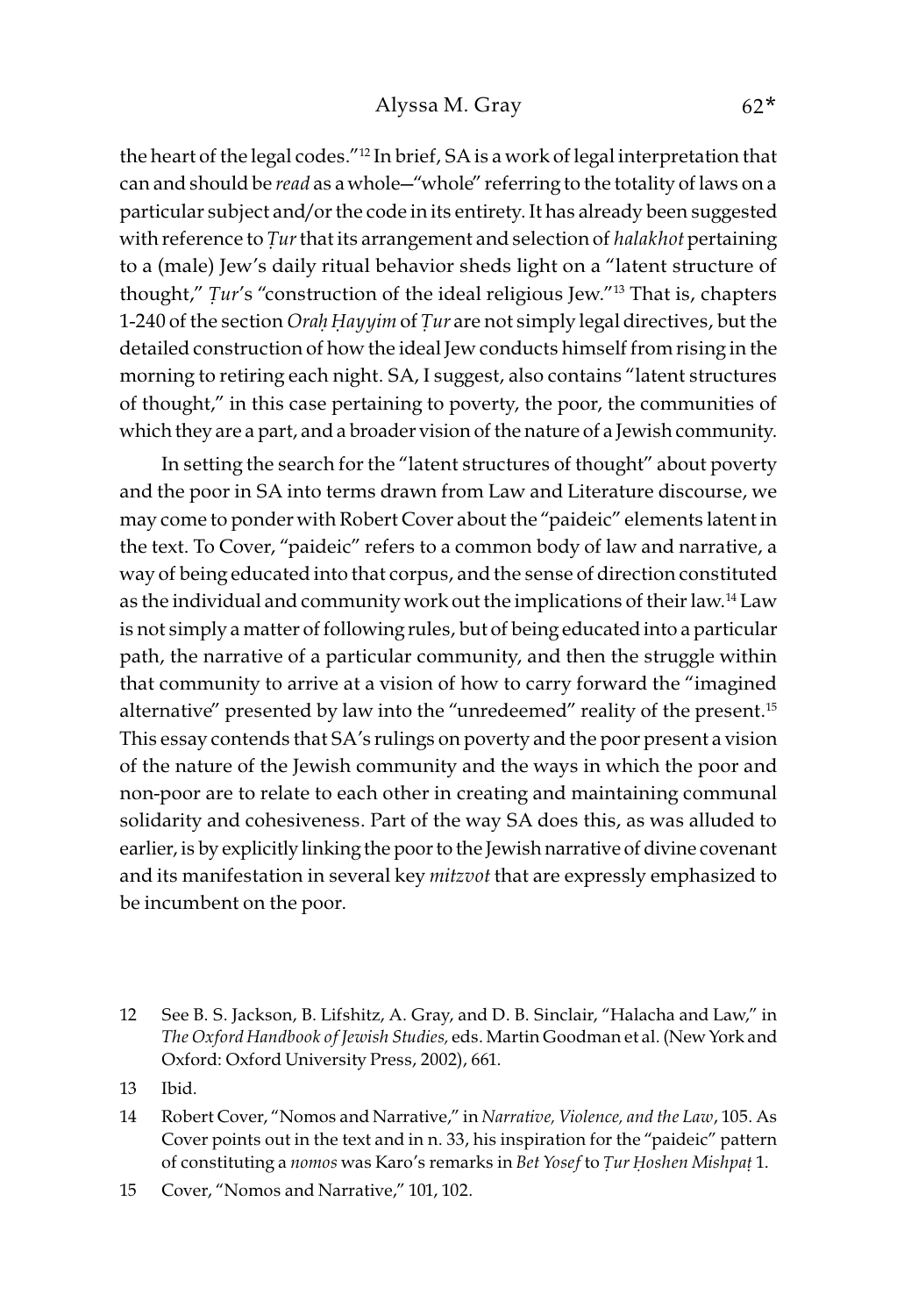the heart of the legal codes."[12] In brief, SA is a work of legal interpretation that can and should be *read* as a whole—"whole" referring to the totality of laws on a particular subject and/or the code in its entirety. It has already been suggested with reference to *Ṭur* that its arrangement and selection of *halakhot* pertaining to a (male) Jew's daily ritual behavior sheds light on a "latent structure of thought," *Ṭur*'s "construction of the ideal religious Jew."[13] That is, chapters 1-240 of the section *Oraḥ Ḥayyim* of *Ṭur* are not simply legal directives, but the detailed construction of how the ideal Jew conducts himself from rising in the morning to retiring each night. SA, I suggest, also contains "latent structures of thought," in this case pertaining to poverty, the poor, the communities of which they are a part, and a broader vision of the nature of a Jewish community.

In setting the search for the "latent structures of thought" about poverty and the poor in SA into terms drawn from Law and Literature discourse, we may come to ponder with Robert Cover about the "paideic" elements latent in the text. To Cover, "paideic" refers to a common body of law and narrative, a way of being educated into that corpus, and the sense of direction constituted as the individual and community work out the implications of their law.[14] Law is not simply a matter of following rules, but of being educated into a particular path, the narrative of a particular community, and then the struggle within that community to arrive at a vision of how to carry forward the "imagined alternative" presented by law into the "unredeemed" reality of the present.[15] This essay contends that SA's rulings on poverty and the poor present a vision of the nature of the Jewish community and the ways in which the poor and non-poor are to relate to each other in creating and maintaining communal solidarity and cohesiveness. Part of the way SA does this, as was alluded to earlier, is by explicitly linking the poor to the Jewish narrative of divine covenant and its manifestation in several key *mitzvot* that are expressly emphasized to be incumbent on the poor.

12 See B. S. Jackson, B. Lifshitz, A. Gray, and D. B. Sinclair, "Halacha and Law," in *The Oxford Handbook of Jewish Studies,* eds. Martin Goodman et al. (New York and Oxford: Oxford University Press, 2002), 661.

13 Ibid.

14 Robert Cover, "Nomos and Narrative," in *Narrative, Violence, and the Law*, 105. As Cover points out in the text and in n. 33, his inspiration for the "paideic" pattern of constituting a *nomos* was Karo's remarks in *Bet Yosef* to *Ṭur Ḥoshen Mishpaṭ* 1.

15 Cover, "Nomos and Narrative," 101, 102.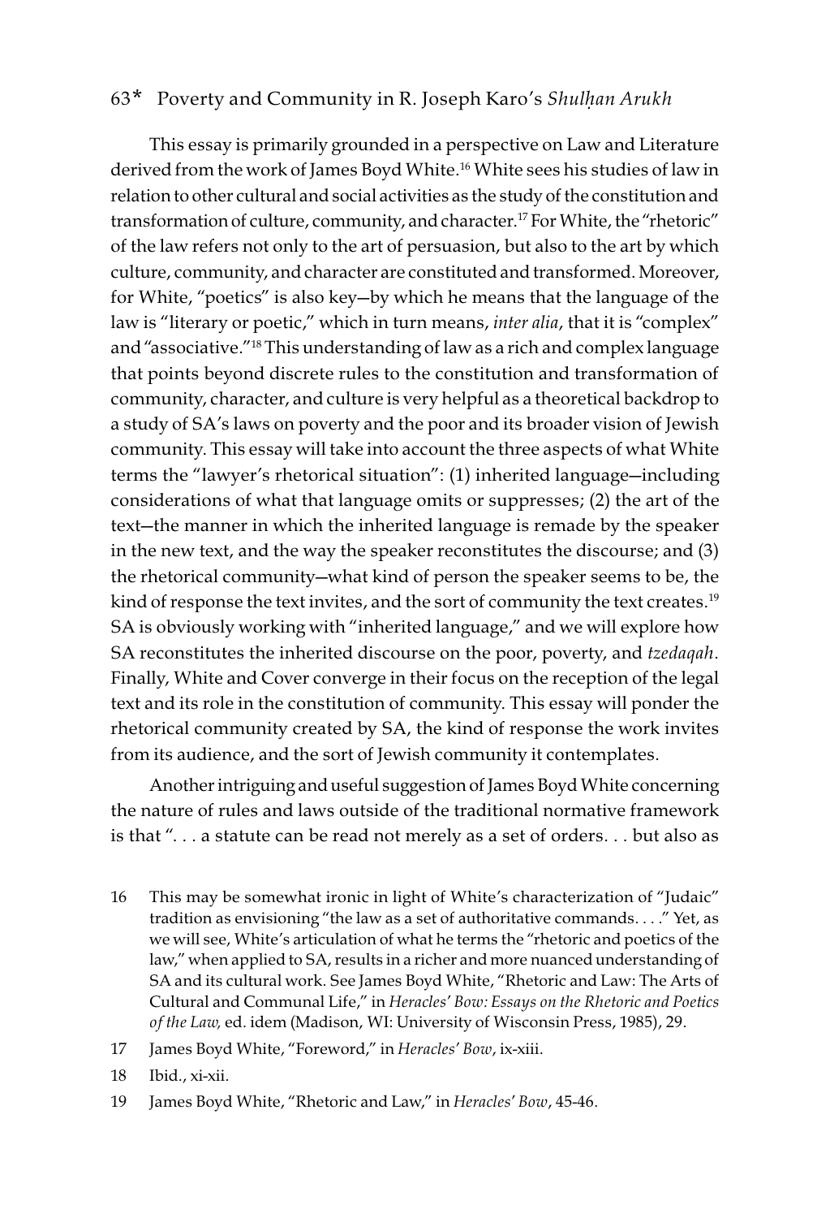This essay is primarily grounded in a perspective on Law and Literature derived from the work of James Boyd White.[16] White sees his studies of law in relation to other cultural and social activities as the study of the constitution and transformation of culture, community, and character.[17] For White, the "rhetoric" of the law refers not only to the art of persuasion, but also to the art by which culture, community, and character are constituted and transformed. Moreover, for White, "poetics" is also key—by which he means that the language of the law is "literary or poetic," which in turn means, *inter alia*, that it is "complex" and "associative."[18] This understanding of law as a rich and complex language that points beyond discrete rules to the constitution and transformation of community, character, and culture is very helpful as a theoretical backdrop to a study of SA's laws on poverty and the poor and its broader vision of Jewish community. This essay will take into account the three aspects of what White terms the "lawyer's rhetorical situation": (1) inherited language—including considerations of what that language omits or suppresses; (2) the art of the text—the manner in which the inherited language is remade by the speaker in the new text, and the way the speaker reconstitutes the discourse; and (3) the rhetorical community—what kind of person the speaker seems to be, the kind of response the text invites, and the sort of community the text creates.[19] SA is obviously working with "inherited language," and we will explore how SA reconstitutes the inherited discourse on the poor, poverty, and *tzedaqah*. Finally, White and Cover converge in their focus on the reception of the legal text and its role in the constitution of community. This essay will ponder the rhetorical community created by SA, the kind of response the work invites from its audience, and the sort of Jewish community it contemplates.

Another intriguing and useful suggestion of James Boyd White concerning the nature of rules and laws outside of the traditional normative framework is that ". . . a statute can be read not merely as a set of orders. . . but also as

16 This may be somewhat ironic in light of White's characterization of "Judaic" tradition as envisioning "the law as a set of authoritative commands. . . ." Yet, as we will see, White's articulation of what he terms the "rhetoric and poetics of the law," when applied to SA, results in a richer and more nuanced understanding of SA and its cultural work. See James Boyd White, "Rhetoric and Law: The Arts of Cultural and Communal Life," in *Heracles' Bow: Essays on the Rhetoric and Poetics of the Law,* ed. idem (Madison, WI: University of Wisconsin Press, 1985), 29.

17 James Boyd White, "Foreword," in *Heracles' Bow*, ix-xiii.

18 Ibid., xi-xii.

19 James Boyd White, "Rhetoric and Law," in *Heracles' Bow*, 45-46.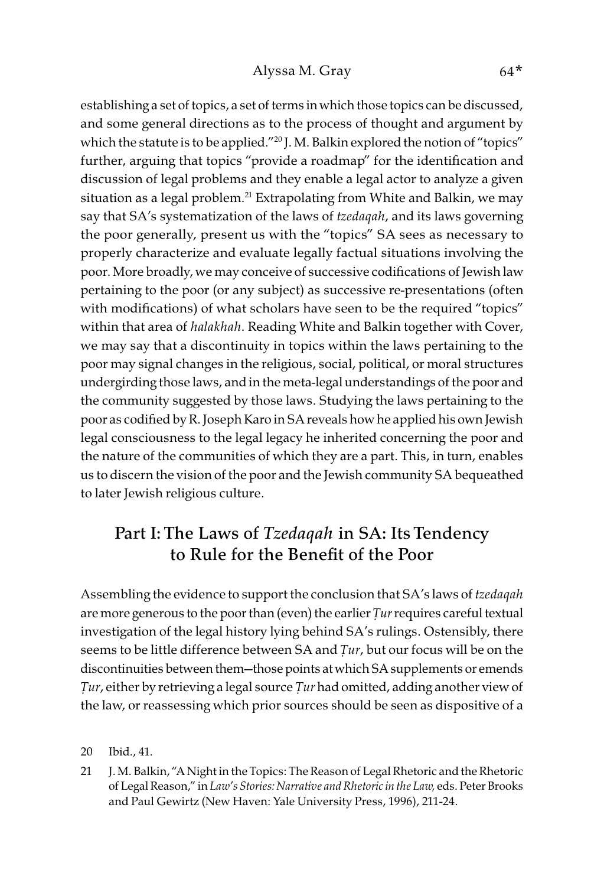establishing a set of topics, a set of terms in which those topics can be discussed, and some general directions as to the process of thought and argument by which the statute is to be applied."[20] J. M. Balkin explored the notion of "topics" further, arguing that topics "provide a roadmap" for the identification and discussion of legal problems and they enable a legal actor to analyze a given situation as a legal problem.[21] Extrapolating from White and Balkin, we may say that SA's systematization of the laws of *tzedaqah*, and its laws governing the poor generally, present us with the "topics" SA sees as necessary to properly characterize and evaluate legally factual situations involving the poor. More broadly, we may conceive of successive codifications of Jewish law pertaining to the poor (or any subject) as successive re-presentations (often with modifications) of what scholars have seen to be the required "topics" within that area of *halakhah*. Reading White and Balkin together with Cover, we may say that a discontinuity in topics within the laws pertaining to the poor may signal changes in the religious, social, political, or moral structures undergirding those laws, and in the meta-legal understandings of the poor and the community suggested by those laws. Studying the laws pertaining to the poor as codified by R. Joseph Karo in SA reveals how he applied his own Jewish legal consciousness to the legal legacy he inherited concerning the poor and the nature of the communities of which they are a part. This, in turn, enables us to discern the vision of the poor and the Jewish community SA bequeathed to later Jewish religious culture.

## Part I: The Laws of *Tzedaqah* in SA: Its Tendency to Rule for the Benefit of the Poor

Assembling the evidence to support the conclusion that SA's laws of *tzedaqah* are more generous to the poor than (even) the earlier *Ṭur* requires careful textual investigation of the legal history lying behind SA's rulings. Ostensibly, there seems to be little difference between SA and *Ṭur*, but our focus will be on the discontinuities between them—those points at which SA supplements or emends *Ṭur*, either by retrieving a legal source *Ṭur* had omitted, adding another view of the law, or reassessing which prior sources should be seen as dispositive of a

20 Ibid., 41.

21 J. M. Balkin, "A Night in the Topics: The Reason of Legal Rhetoric and the Rhetoric of Legal Reason," in *Law's Stories: Narrative and Rhetoric in the Law,* eds. Peter Brooks and Paul Gewirtz (New Haven: Yale University Press, 1996), 211-24.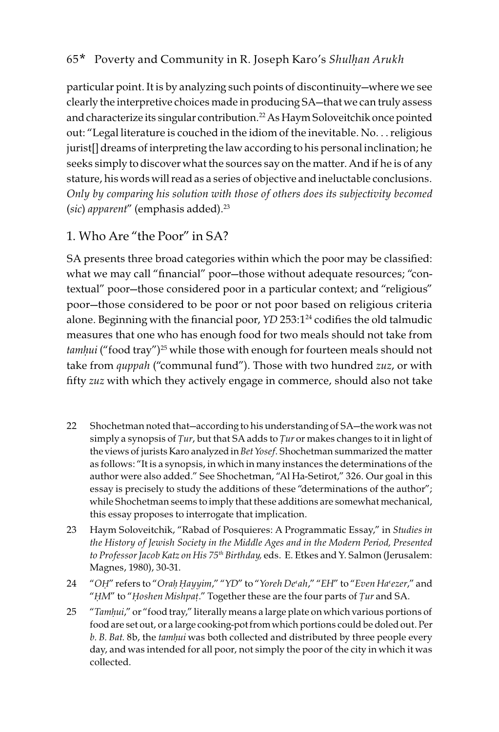particular point. It is by analyzing such points of discontinuity—where we see clearly the interpretive choices made in producing SA—that we can truly assess and characterize its singular contribution.[22] As Haym Soloveitchik once pointed out: "Legal literature is couched in the idiom of the inevitable. No. . . religious jurist[] dreams of interpreting the law according to his personal inclination; he seeks simply to discover what the sources say on the matter. And if he is of any stature, his words will read as a series of objective and ineluctable conclusions. *Only by comparing his solution with those of others does its subjectivity becomed* (*sic*) *apparent*" (emphasis added).[23]

## 1. Who Are "the Poor" in SA?

SA presents three broad categories within which the poor may be classified: what we may call "financial" poor—those without adequate resources; "contextual" poor—those considered poor in a particular context; and "religious" poor—those considered to be poor or not poor based on religious criteria alone. Beginning with the financial poor, *YD* 253:1[24] codifies the old talmudic measures that one who has enough food for two meals should not take from *tamḥui* ("food tray")[25] while those with enough for fourteen meals should not take from *quppah* ("communal fund"). Those with two hundred *zuz*, or with fifty *zuz* with which they actively engage in commerce, should also not take

22 Shochetman noted that—according to his understanding of SA—the work was not simply a synopsis of *Ṭur*, but that SA adds to *Ṭur* or makes changes to it in light of the views of jurists Karo analyzed in *Bet Yosef*. Shochetman summarized the matter as follows: "It is a synopsis, in which in many instances the determinations of the author were also added." See Shochetman, "Al Ha-Setirot," 326. Our goal in this essay is precisely to study the additions of these "determinations of the author"; while Shochetman seems to imply that these additions are somewhat mechanical, this essay proposes to interrogate that implication.

23 Haym Soloveitchik, "Rabad of Posquieres: A Programmatic Essay," in *Studies in the History of Jewish Society in the Middle Ages and in the Modern Period, Presented to Professor Jacob Katz on His 75th Birthday,* eds. E. Etkes and Y. Salmon (Jerusalem: Magnes, 1980), 30-31.

24 "*OḤ*" refers to "*Oraḥ Ḥayyim*," "*YD*" to "*Yoreh Deʿah*," "*EH*" to "*Even Haʿezer*," and "*ḤM*" to "*Ḥoshen Mishpaṭ*." Together these are the four parts of *Ṭur* and SA.

25 "*Tamḥui*," or "food tray," literally means a large plate on which various portions of food are set out, or a large cooking-pot from which portions could be doled out. Per *b. B. Bat.* 8b, the *tamḥui* was both collected and distributed by three people every day, and was intended for all poor, not simply the poor of the city in which it was collected.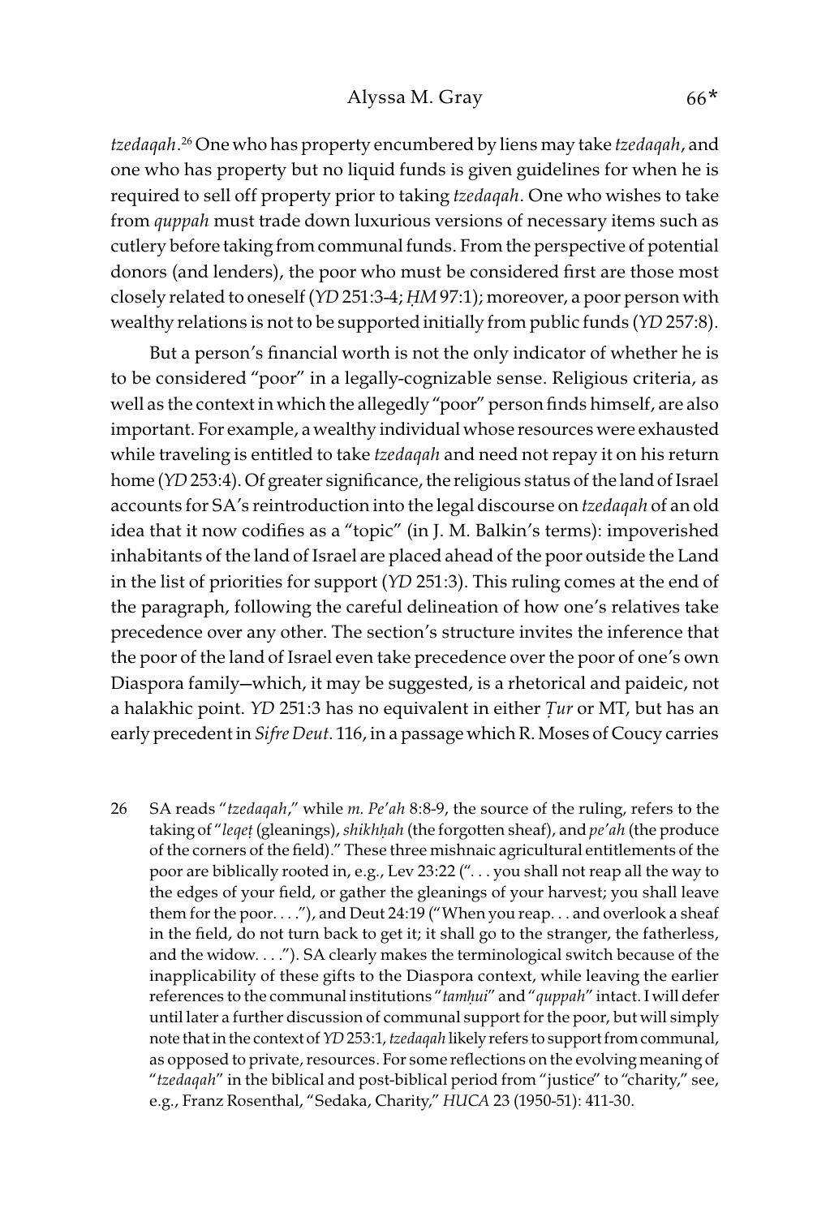*tzedaqah*.[26] One who has property encumbered by liens may take *tzedaqah*, and one who has property but no liquid funds is given guidelines for when he is required to sell off property prior to taking *tzedaqah*. One who wishes to take from *quppah* must trade down luxurious versions of necessary items such as cutlery before taking from communal funds. From the perspective of potential donors (and lenders), the poor who must be considered first are those most closely related to oneself (*YD* 251:3-4; *ḤM* 97:1); moreover, a poor person with wealthy relations is not to be supported initially from public funds (*YD* 257:8).

But a person's financial worth is not the only indicator of whether he is to be considered "poor" in a legally-cognizable sense. Religious criteria, as well as the context in which the allegedly "poor" person finds himself, are also important. For example, a wealthy individual whose resources were exhausted while traveling is entitled to take *tzedaqah* and need not repay it on his return home (*YD* 253:4). Of greater significance, the religious status of the land of Israel accounts for SA's reintroduction into the legal discourse on *tzedaqah* of an old idea that it now codifies as a "topic" (in J. M. Balkin's terms): impoverished inhabitants of the land of Israel are placed ahead of the poor outside the Land in the list of priorities for support (*YD* 251:3). This ruling comes at the end of the paragraph, following the careful delineation of how one's relatives take precedence over any other. The section's structure invites the inference that the poor of the land of Israel even take precedence over the poor of one's own Diaspora family—which, it may be suggested, is a rhetorical and paideic, not a halakhic point. *YD* 251:3 has no equivalent in either *Ṭur* or MT, but has an early precedent in *Sifre Deut*. 116, in a passage which R. Moses of Coucy carries

26 SA reads "*tzedaqah*," while *m. Pe'ah* 8:8-9, the source of the ruling, refers to the taking of "*leqeṭ* (gleanings), *shikhḥah* (the forgotten sheaf), and *pe'ah* (the produce of the corners of the field)." These three mishnaic agricultural entitlements of the poor are biblically rooted in, e.g., Lev 23:22 (". . . you shall not reap all the way to the edges of your field, or gather the gleanings of your harvest; you shall leave them for the poor. . . ."), and Deut 24:19 ("When you reap. . . and overlook a sheaf in the field, do not turn back to get it; it shall go to the stranger, the fatherless, and the widow. . . ."). SA clearly makes the terminological switch because of the inapplicability of these gifts to the Diaspora context, while leaving the earlier references to the communal institutions "*tamḥui*" and "*quppah*" intact. I will defer until later a further discussion of communal support for the poor, but will simply note that in the context of *YD* 253:1, *tzedaqah* likely refers to support from communal, as opposed to private, resources. For some reflections on the evolving meaning of "*tzedaqah*" in the biblical and post-biblical period from "justice" to "charity," see, e.g., Franz Rosenthal, "Sedaka, Charity," *HUCA* 23 (1950-51): 411-30.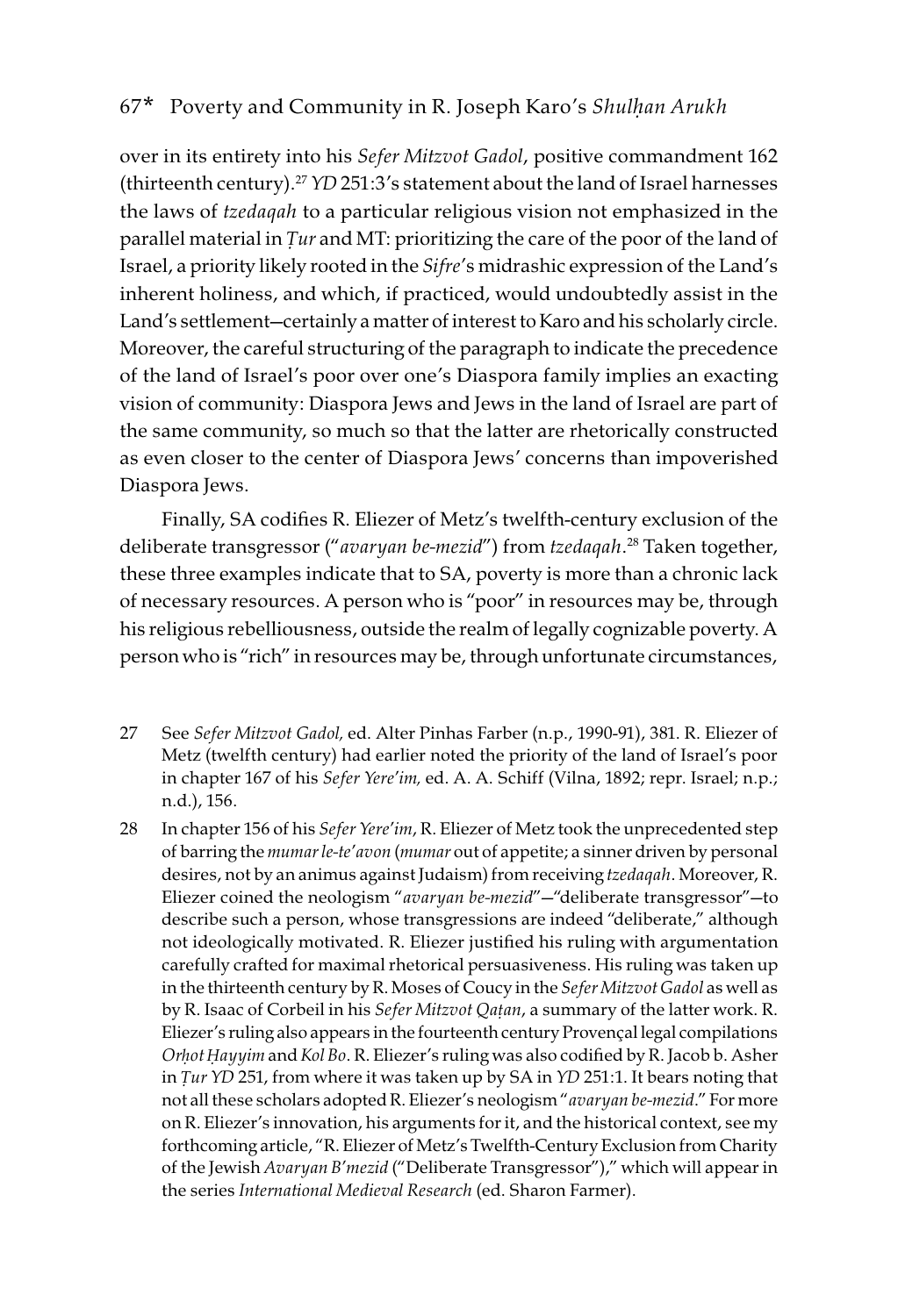over in its entirety into his *Sefer Mitzvot Gadol*, positive commandment 162 (thirteenth century).[27] *YD* 251:3's statement about the land of Israel harnesses the laws of *tzedaqah* to a particular religious vision not emphasized in the parallel material in *Ṭur* and MT: prioritizing the care of the poor of the land of Israel, a priority likely rooted in the *Sifre*'s midrashic expression of the Land's inherent holiness, and which, if practiced, would undoubtedly assist in the Land's settlement—certainly a matter of interest to Karo and his scholarly circle. Moreover, the careful structuring of the paragraph to indicate the precedence of the land of Israel's poor over one's Diaspora family implies an exacting vision of community: Diaspora Jews and Jews in the land of Israel are part of the same community, so much so that the latter are rhetorically constructed as even closer to the center of Diaspora Jews' concerns than impoverished Diaspora Jews.

Finally, SA codifies R. Eliezer of Metz's twelfth-century exclusion of the deliberate transgressor ("*avaryan be-mezid*") from *tzedaqah*.[28] Taken together, these three examples indicate that to SA, poverty is more than a chronic lack of necessary resources. A person who is "poor" in resources may be, through his religious rebelliousness, outside the realm of legally cognizable poverty. A person who is "rich" in resources may be, through unfortunate circumstances,

---

27 See *Sefer Mitzvot Gadol,* ed. Alter Pinhas Farber (n.p., 1990-91), 381. R. Eliezer of Metz (twelfth century) had earlier noted the priority of the land of Israel's poor in chapter 167 of his *Sefer Yere'im,* ed. A. A. Schiff (Vilna, 1892; repr. Israel; n.p.; n.d.), 156.

28 In chapter 156 of his *Sefer Yere'im*, R. Eliezer of Metz took the unprecedented step of barring the *mumar le-te'avon* (*mumar* out of appetite; a sinner driven by personal desires, not by an animus against Judaism) from receiving *tzedaqah*. Moreover, R. Eliezer coined the neologism "*avaryan be-mezid*"—"deliberate transgressor"—to describe such a person, whose transgressions are indeed "deliberate," although not ideologically motivated. R. Eliezer justified his ruling with argumentation carefully crafted for maximal rhetorical persuasiveness. His ruling was taken up in the thirteenth century by R. Moses of Coucy in the *Sefer Mitzvot Gadol* as well as by R. Isaac of Corbeil in his *Sefer Mitzvot Qaṭan*, a summary of the latter work. R. Eliezer's ruling also appears in the fourteenth century Provençal legal compilations *Orḥot Ḥayyim* and *Kol Bo*. R. Eliezer's ruling was also codified by R. Jacob b. Asher in *Ṭur YD* 251, from where it was taken up by SA in *YD* 251:1. It bears noting that not all these scholars adopted R. Eliezer's neologism "*avaryan be-mezid*." For more on R. Eliezer's innovation, his arguments for it, and the historical context, see my forthcoming article, "R. Eliezer of Metz's Twelfth-Century Exclusion from Charity of the Jewish *Avaryan B'mezid* ("Deliberate Transgressor")," which will appear in the series *International Medieval Research* (ed. Sharon Farmer).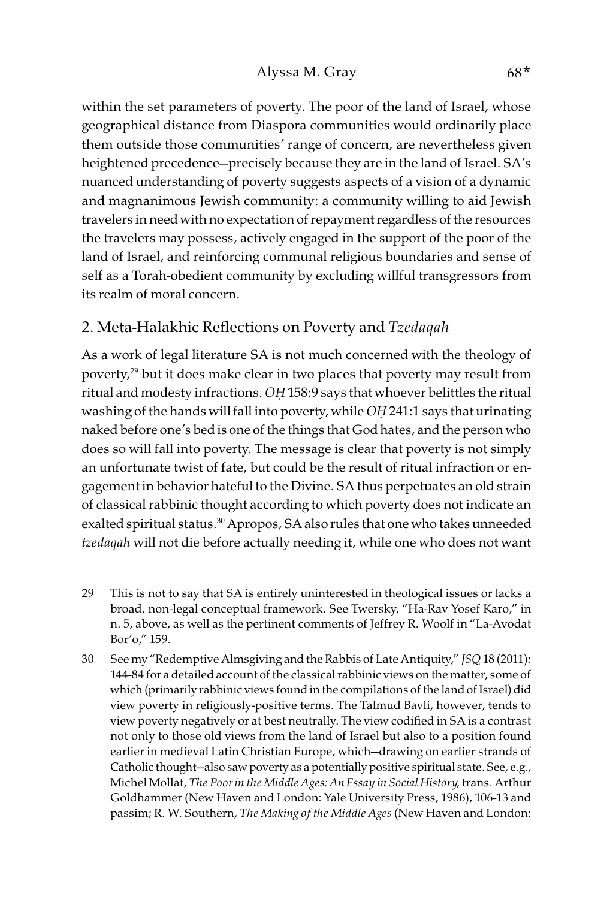within the set parameters of poverty. The poor of the land of Israel, whose geographical distance from Diaspora communities would ordinarily place them outside those communities' range of concern, are nevertheless given heightened precedence—precisely because they are in the land of Israel. SA's nuanced understanding of poverty suggests aspects of a vision of a dynamic and magnanimous Jewish community: a community willing to aid Jewish travelers in need with no expectation of repayment regardless of the resources the travelers may possess, actively engaged in the support of the poor of the land of Israel, and reinforcing communal religious boundaries and sense of self as a Torah-obedient community by excluding willful transgressors from its realm of moral concern.

## 2. Meta-Halakhic Reflections on Poverty and *Tzedaqah*

As a work of legal literature SA is not much concerned with the theology of poverty,[29] but it does make clear in two places that poverty may result from ritual and modesty infractions. *OḤ* 158:9 says that whoever belittles the ritual washing of the hands will fall into poverty, while *OḤ* 241:1 says that urinating naked before one's bed is one of the things that God hates, and the person who does so will fall into poverty. The message is clear that poverty is not simply an unfortunate twist of fate, but could be the result of ritual infraction or engagement in behavior hateful to the Divine. SA thus perpetuates an old strain of classical rabbinic thought according to which poverty does not indicate an exalted spiritual status.[30] Apropos, SA also rules that one who takes unneeded *tzedaqah* will not die before actually needing it, while one who does not want

29 This is not to say that SA is entirely uninterested in theological issues or lacks a broad, non-legal conceptual framework. See Twersky, "Ha-Rav Yosef Karo," in n. 5, above, as well as the pertinent comments of Jeffrey R. Woolf in "La-Avodat Bor'o," 159.

30 See my "Redemptive Almsgiving and the Rabbis of Late Antiquity," *JSQ* 18 (2011): 144-84 for a detailed account of the classical rabbinic views on the matter, some of which (primarily rabbinic views found in the compilations of the land of Israel) did view poverty in religiously-positive terms. The Talmud Bavli, however, tends to view poverty negatively or at best neutrally. The view codified in SA is a contrast not only to those old views from the land of Israel but also to a position found earlier in medieval Latin Christian Europe, which—drawing on earlier strands of Catholic thought—also saw poverty as a potentially positive spiritual state. See, e.g., Michel Mollat, *The Poor in the Middle Ages: An Essay in Social History,* trans. Arthur Goldhammer (New Haven and London: Yale University Press, 1986), 106-13 and passim; R. W. Southern, *The Making of the Middle Ages* (New Haven and London: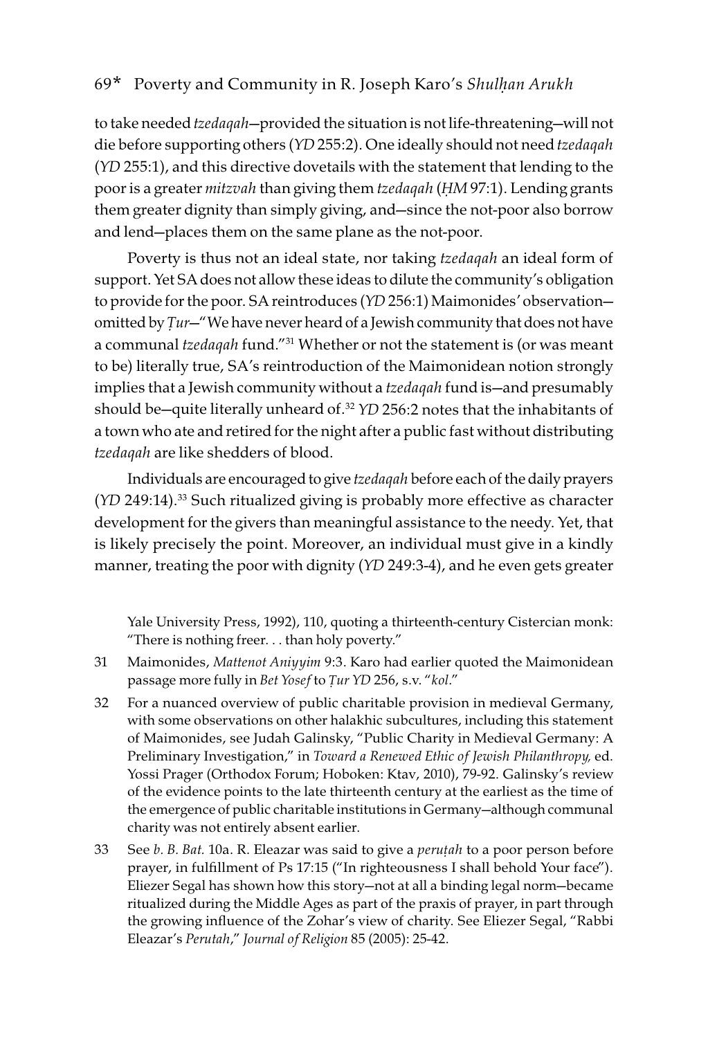to take needed *tzedaqah*—provided the situation is not life-threatening—will not die before supporting others (*YD* 255:2). One ideally should not need *tzedaqah* (*YD* 255:1), and this directive dovetails with the statement that lending to the poor is a greater *mitzvah* than giving them *tzedaqah* (*ḤM* 97:1). Lending grants them greater dignity than simply giving, and—since the not-poor also borrow and lend—places them on the same plane as the not-poor.

Poverty is thus not an ideal state, nor taking *tzedaqah* an ideal form of support. Yet SA does not allow these ideas to dilute the community's obligation to provide for the poor. SA reintroduces (*YD* 256:1) Maimonides' observation—omitted by *Ṭur*—"We have never heard of a Jewish community that does not have a communal *tzedaqah* fund."[31] Whether or not the statement is (or was meant to be) literally true, SA's reintroduction of the Maimonidean notion strongly implies that a Jewish community without a *tzedaqah* fund is—and presumably should be—quite literally unheard of.[32] *YD* 256:2 notes that the inhabitants of a town who ate and retired for the night after a public fast without distributing *tzedaqah* are like shedders of blood.

Individuals are encouraged to give *tzedaqah* before each of the daily prayers (*YD* 249:14).[33] Such ritualized giving is probably more effective as character development for the givers than meaningful assistance to the needy. Yet, that is likely precisely the point. Moreover, an individual must give in a kindly manner, treating the poor with dignity (*YD* 249:3-4), and he even gets greater

Yale University Press, 1992), 110, quoting a thirteenth-century Cistercian monk: "There is nothing freer. . . than holy poverty."

31 Maimonides, *Mattenot Aniyyim* 9:3. Karo had earlier quoted the Maimonidean passage more fully in *Bet Yosef* to *Ṭur YD* 256, s.v. "*kol*."

32 For a nuanced overview of public charitable provision in medieval Germany, with some observations on other halakhic subcultures, including this statement of Maimonides, see Judah Galinsky, "Public Charity in Medieval Germany: A Preliminary Investigation," in *Toward a Renewed Ethic of Jewish Philanthropy,* ed. Yossi Prager (Orthodox Forum; Hoboken: Ktav, 2010), 79-92. Galinsky's review of the evidence points to the late thirteenth century at the earliest as the time of the emergence of public charitable institutions in Germany—although communal charity was not entirely absent earlier.

33 See *b. B. Bat.* 10a. R. Eleazar was said to give a *peruṭah* to a poor person before prayer, in fulfillment of Ps 17:15 ("In righteousness I shall behold Your face"). Eliezer Segal has shown how this story—not at all a binding legal norm—became ritualized during the Middle Ages as part of the praxis of prayer, in part through the growing influence of the Zohar's view of charity. See Eliezer Segal, "Rabbi Eleazar's *Perutah*," *Journal of Religion* 85 (2005): 25-42.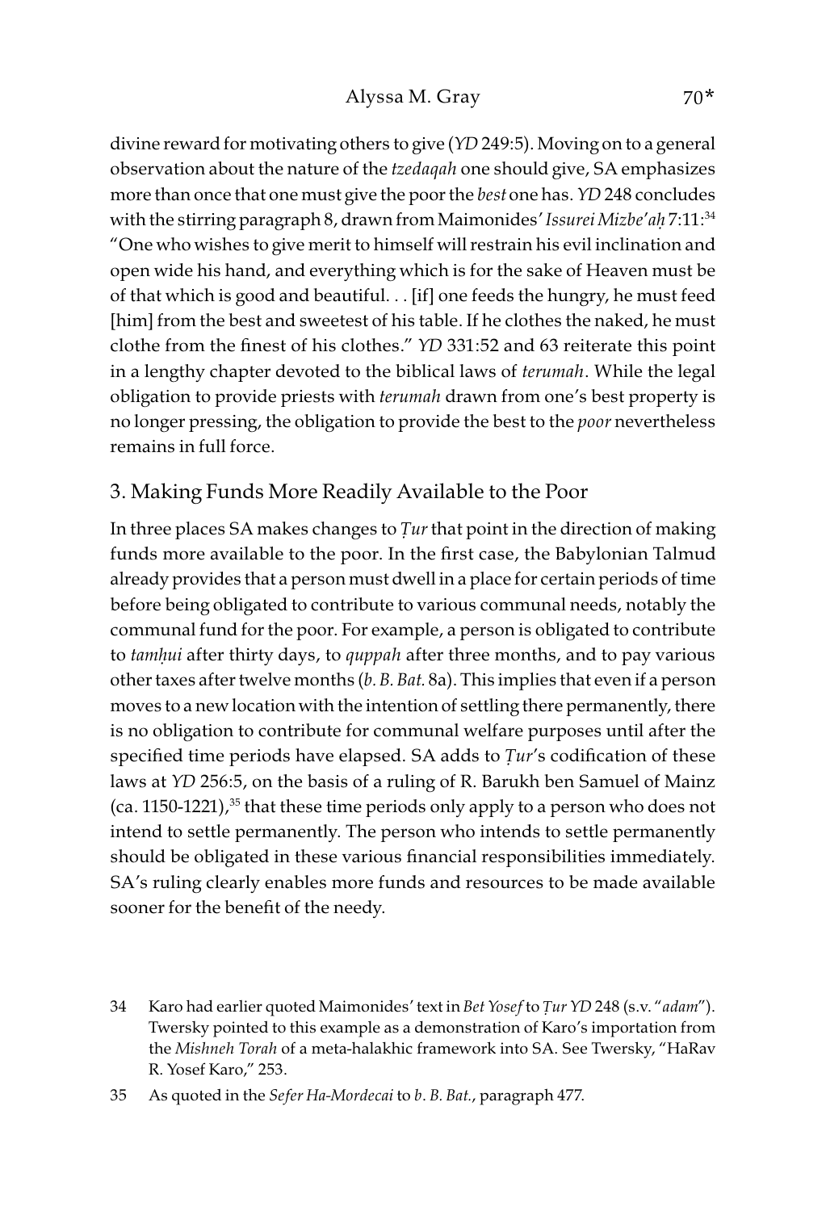divine reward for motivating others to give (*YD* 249:5). Moving on to a general observation about the nature of the *tzedaqah* one should give, SA emphasizes more than once that one must give the poor the *best* one has. *YD* 248 concludes with the stirring paragraph 8, drawn from Maimonides' *Issurei Mizbe'aḥ* 7:11:[34] "One who wishes to give merit to himself will restrain his evil inclination and open wide his hand, and everything which is for the sake of Heaven must be of that which is good and beautiful. . . [if] one feeds the hungry, he must feed [him] from the best and sweetest of his table. If he clothes the naked, he must clothe from the finest of his clothes." *YD* 331:52 and 63 reiterate this point in a lengthy chapter devoted to the biblical laws of *terumah*. While the legal obligation to provide priests with *terumah* drawn from one's best property is no longer pressing, the obligation to provide the best to the *poor* nevertheless remains in full force.

## 3. Making Funds More Readily Available to the Poor

In three places SA makes changes to *Ṭur* that point in the direction of making funds more available to the poor. In the first case, the Babylonian Talmud already provides that a person must dwell in a place for certain periods of time before being obligated to contribute to various communal needs, notably the communal fund for the poor. For example, a person is obligated to contribute to *tamḥui* after thirty days, to *quppah* after three months, and to pay various other taxes after twelve months (*b. B. Bat.* 8a). This implies that even if a person moves to a new location with the intention of settling there permanently, there is no obligation to contribute for communal welfare purposes until after the specified time periods have elapsed. SA adds to *Ṭur*'s codification of these laws at *YD* 256:5, on the basis of a ruling of R. Barukh ben Samuel of Mainz (ca. 1150-1221),[35] that these time periods only apply to a person who does not intend to settle permanently. The person who intends to settle permanently should be obligated in these various financial responsibilities immediately. SA's ruling clearly enables more funds and resources to be made available sooner for the benefit of the needy.

---

34 Karo had earlier quoted Maimonides' text in *Bet Yosef* to *Ṭur YD* 248 (s.v. "*adam*"). Twersky pointed to this example as a demonstration of Karo's importation from the *Mishneh Torah* of a meta-halakhic framework into SA. See Twersky, "HaRav R. Yosef Karo," 253.

35 As quoted in the *Sefer Ha-Mordecai* to *b. B. Bat.*, paragraph 477.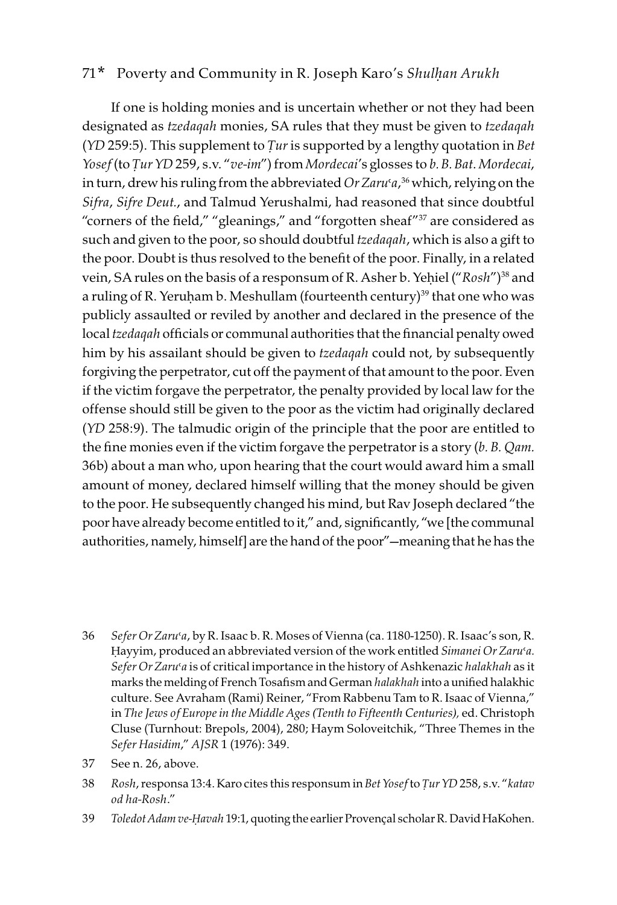If one is holding monies and is uncertain whether or not they had been designated as *tzedaqah* monies, SA rules that they must be given to *tzedaqah* (*YD* 259:5). This supplement to *Ṭur* is supported by a lengthy quotation in *Bet Yosef* (to *Ṭur YD* 259, s.v. "*ve-im*") from *Mordecai*'s glosses to *b. B. Bat*. *Mordecai*, in turn, drew his ruling from the abbreviated *Or Zaruʿa*,[36] which, relying on the *Sifra*, *Sifre Deut.*, and Talmud Yerushalmi, had reasoned that since doubtful "corners of the field," "gleanings," and "forgotten sheaf"[37] are considered as such and given to the poor, so should doubtful *tzedaqah*, which is also a gift to the poor. Doubt is thus resolved to the benefit of the poor. Finally, in a related vein, SA rules on the basis of a responsum of R. Asher b. Yeḥiel ("*Rosh*")[38] and a ruling of R. Yeruḥam b. Meshullam (fourteenth century)[39] that one who was publicly assaulted or reviled by another and declared in the presence of the local *tzedaqah* officials or communal authorities that the financial penalty owed him by his assailant should be given to *tzedaqah* could not, by subsequently forgiving the perpetrator, cut off the payment of that amount to the poor. Even if the victim forgave the perpetrator, the penalty provided by local law for the offense should still be given to the poor as the victim had originally declared (*YD* 258:9). The talmudic origin of the principle that the poor are entitled to the fine monies even if the victim forgave the perpetrator is a story (*b. B. Qam.* 36b) about a man who, upon hearing that the court would award him a small amount of money, declared himself willing that the money should be given to the poor. He subsequently changed his mind, but Rav Joseph declared "the poor have already become entitled to it," and, significantly, "we [the communal authorities, namely, himself] are the hand of the poor"—meaning that he has the

36 *Sefer Or Zaruʿa*, by R. Isaac b. R. Moses of Vienna (ca. 1180-1250). R. Isaac's son, R. Ḥayyim, produced an abbreviated version of the work entitled *Simanei Or Zaruʿa*. *Sefer Or Zaruʿa* is of critical importance in the history of Ashkenazic *halakhah* as it marks the melding of French Tosafism and German *halakhah* into a unified halakhic culture. See Avraham (Rami) Reiner, "From Rabbenu Tam to R. Isaac of Vienna," in *The Jews of Europe in the Middle Ages (Tenth to Fifteenth Centuries)*, ed. Christoph Cluse (Turnhout: Brepols, 2004), 280; Haym Soloveitchik, "Three Themes in the *Sefer Hasidim*," *AJSR* 1 (1976): 349.

37 See n. 26, above.

38 *Rosh*, responsa 13:4. Karo cites this responsum in *Bet Yosef* to *Ṭur YD* 258, s.v. "*katav od ha-Rosh*."

39 *Toledot Adam ve-Ḥavah* 19:1, quoting the earlier Provençal scholar R. David HaKohen.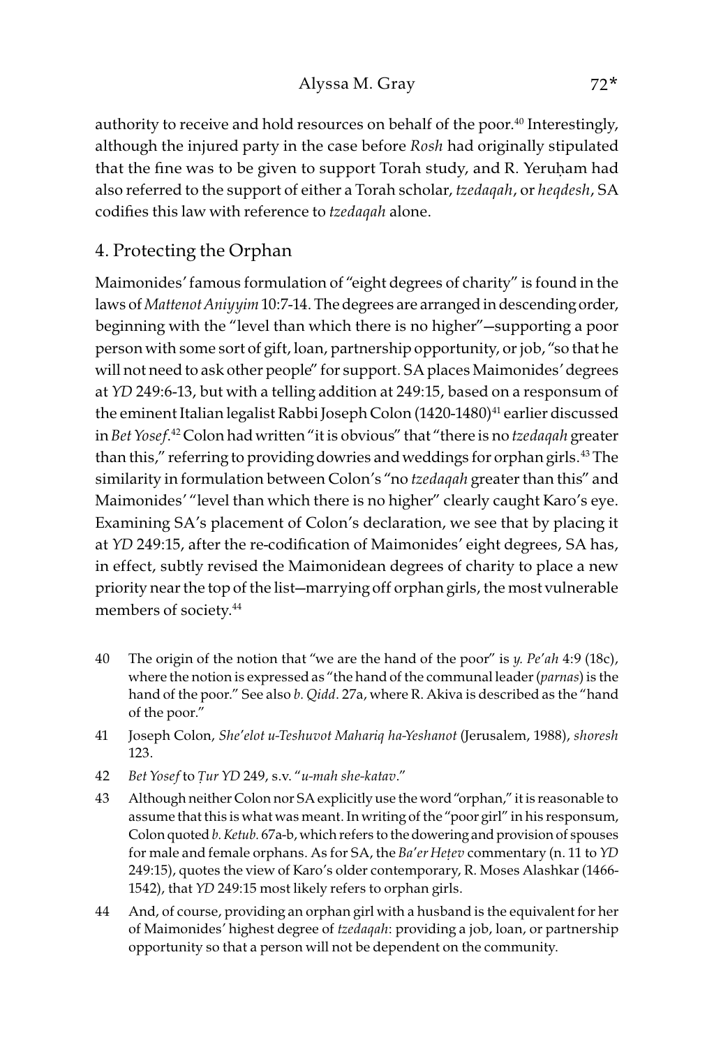authority to receive and hold resources on behalf of the poor.[40] Interestingly, although the injured party in the case before *Rosh* had originally stipulated that the fine was to be given to support Torah study, and R. Yeruḥam had also referred to the support of either a Torah scholar, *tzedaqah*, or *heqdesh*, SA codifies this law with reference to *tzedaqah* alone.

## 4. Protecting the Orphan

Maimonides' famous formulation of "eight degrees of charity" is found in the laws of *Mattenot Aniyyim* 10:7-14. The degrees are arranged in descending order, beginning with the "level than which there is no higher"—supporting a poor person with some sort of gift, loan, partnership opportunity, or job, "so that he will not need to ask other people" for support. SA places Maimonides' degrees at *YD* 249:6-13, but with a telling addition at 249:15, based on a responsum of the eminent Italian legalist Rabbi Joseph Colon (1420-1480)[41] earlier discussed in *Bet Yosef*.[42] Colon had written "it is obvious" that "there is no *tzedaqah* greater than this," referring to providing dowries and weddings for orphan girls.[43] The similarity in formulation between Colon's "no *tzedaqah* greater than this" and Maimonides' "level than which there is no higher" clearly caught Karo's eye. Examining SA's placement of Colon's declaration, we see that by placing it at *YD* 249:15, after the re-codification of Maimonides' eight degrees, SA has, in effect, subtly revised the Maimonidean degrees of charity to place a new priority near the top of the list—marrying off orphan girls, the most vulnerable members of society.[44]

40 The origin of the notion that "we are the hand of the poor" is *y. Pe'ah* 4:9 (18c), where the notion is expressed as "the hand of the communal leader (*parnas*) is the hand of the poor." See also *b. Qidd*. 27a, where R. Akiva is described as the "hand of the poor."

41 Joseph Colon, *She'elot u-Teshuvot Mahariq ha-Yeshanot* (Jerusalem, 1988), *shoresh* 123.

42 *Bet Yosef* to *Ṭur YD* 249, s.v. "*u-mah she-katav*."

43 Although neither Colon nor SA explicitly use the word "orphan," it is reasonable to assume that this is what was meant. In writing of the "poor girl" in his responsum, Colon quoted *b. Ketub.* 67a-b, which refers to the dowering and provision of spouses for male and female orphans. As for SA, the *Ba'er Heṭev* commentary (n. 11 to *YD* 249:15), quotes the view of Karo's older contemporary, R. Moses Alashkar (1466-1542), that *YD* 249:15 most likely refers to orphan girls.

44 And, of course, providing an orphan girl with a husband is the equivalent for her of Maimonides' highest degree of *tzedaqah*: providing a job, loan, or partnership opportunity so that a person will not be dependent on the community.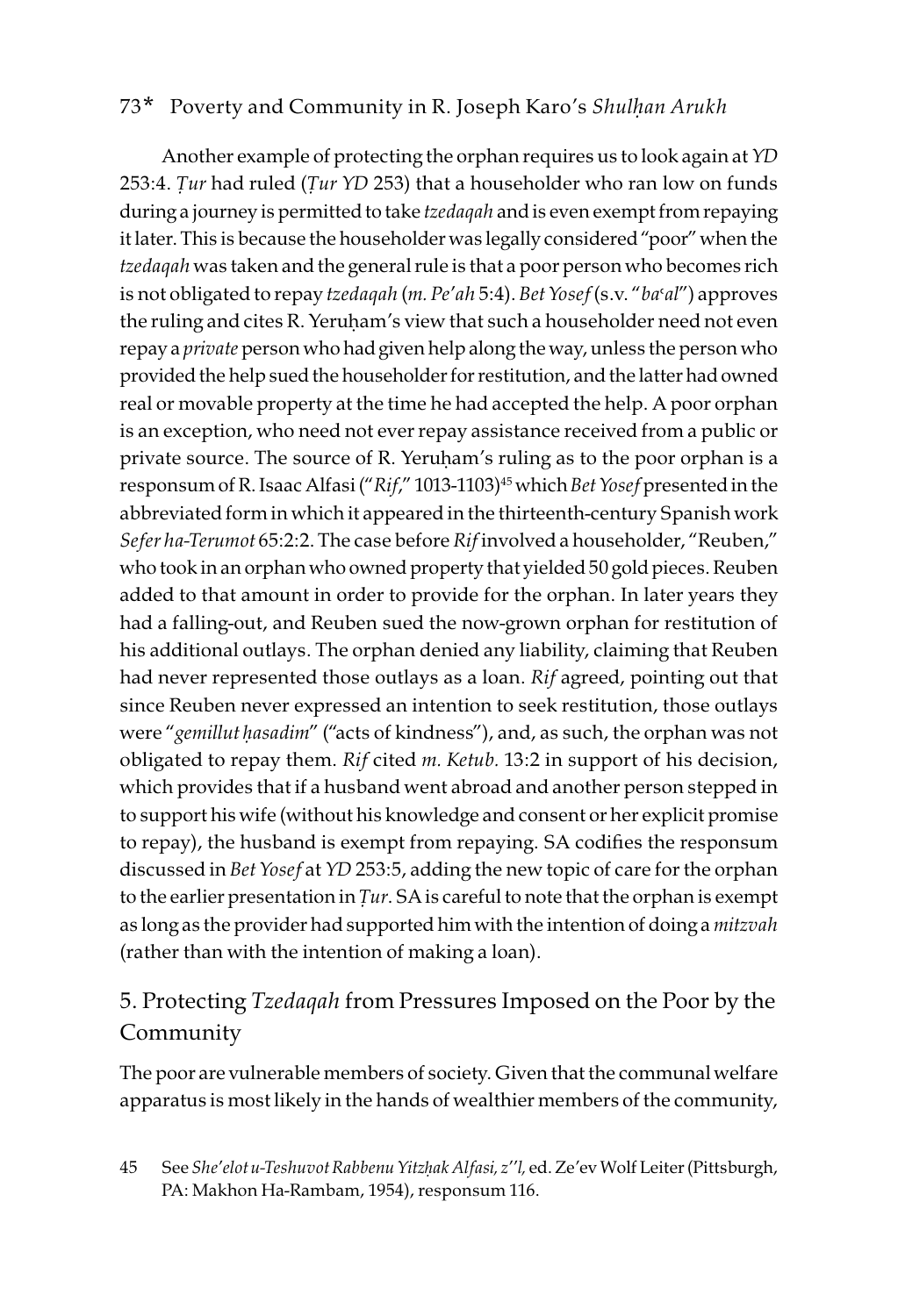Another example of protecting the orphan requires us to look again at *YD* 253:4. *Ṭur* had ruled (*Ṭur YD* 253) that a householder who ran low on funds during a journey is permitted to take *tzedaqah* and is even exempt from repaying it later. This is because the householder was legally considered "poor" when the *tzedaqah* was taken and the general rule is that a poor person who becomes rich is not obligated to repay *tzedaqah* (*m. Pe'ah* 5:4). *Bet Yosef* (s.v. "*baʿal*") approves the ruling and cites R. Yeruḥam's view that such a householder need not even repay a *private* person who had given help along the way, unless the person who provided the help sued the householder for restitution, and the latter had owned real or movable property at the time he had accepted the help. A poor orphan is an exception, who need not ever repay assistance received from a public or private source. The source of R. Yeruḥam's ruling as to the poor orphan is a responsum of R. Isaac Alfasi ("*Rif*," 1013-1103)[45] which *Bet Yosef* presented in the abbreviated form in which it appeared in the thirteenth-century Spanish work *Sefer ha-Terumot* 65:2:2. The case before *Rif* involved a householder, "Reuben," who took in an orphan who owned property that yielded 50 gold pieces. Reuben added to that amount in order to provide for the orphan. In later years they had a falling-out, and Reuben sued the now-grown orphan for restitution of his additional outlays. The orphan denied any liability, claiming that Reuben had never represented those outlays as a loan. *Rif* agreed, pointing out that since Reuben never expressed an intention to seek restitution, those outlays were "*gemillut ḥasadim*" ("acts of kindness"), and, as such, the orphan was not obligated to repay them. *Rif* cited *m. Ketub.* 13:2 in support of his decision, which provides that if a husband went abroad and another person stepped in to support his wife (without his knowledge and consent or her explicit promise to repay), the husband is exempt from repaying. SA codifies the responsum discussed in *Bet Yosef* at *YD* 253:5, adding the new topic of care for the orphan to the earlier presentation in *Ṭur*. SA is careful to note that the orphan is exempt as long as the provider had supported him with the intention of doing a *mitzvah* (rather than with the intention of making a loan).

## 5. Protecting *Tzedaqah* from Pressures Imposed on the Poor by the Community

The poor are vulnerable members of society. Given that the communal welfare apparatus is most likely in the hands of wealthier members of the community,

45 See *She'elot u-Teshuvot Rabbenu Yitzḥak Alfasi, z''l*, ed. Ze'ev Wolf Leiter (Pittsburgh, PA: Makhon Ha-Rambam, 1954), responsum 116.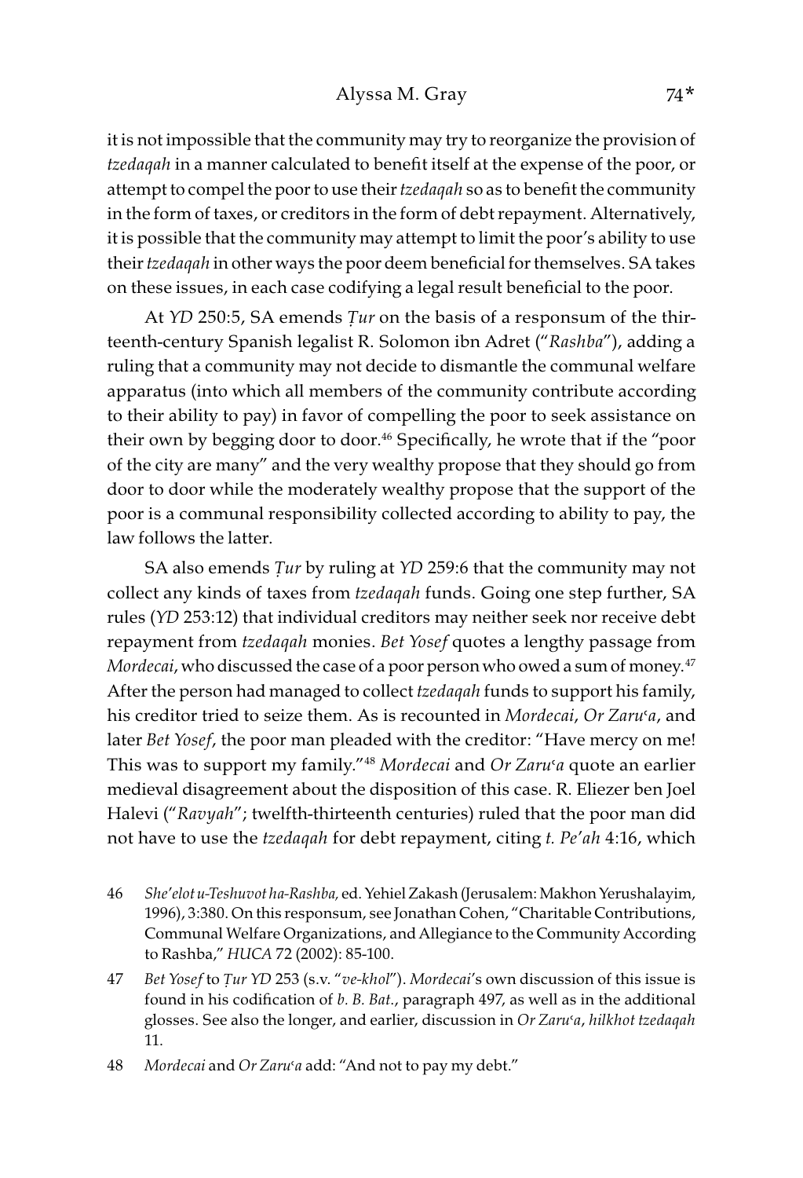it is not impossible that the community may try to reorganize the provision of *tzedaqah* in a manner calculated to benefit itself at the expense of the poor, or attempt to compel the poor to use their *tzedaqah* so as to benefit the community in the form of taxes, or creditors in the form of debt repayment. Alternatively, it is possible that the community may attempt to limit the poor's ability to use their *tzedaqah* in other ways the poor deem beneficial for themselves. SA takes on these issues, in each case codifying a legal result beneficial to the poor.

At *YD* 250:5, SA emends *Ṭur* on the basis of a responsum of the thirteenth-century Spanish legalist R. Solomon ibn Adret ("*Rashba*"), adding a ruling that a community may not decide to dismantle the communal welfare apparatus (into which all members of the community contribute according to their ability to pay) in favor of compelling the poor to seek assistance on their own by begging door to door.[46] Specifically, he wrote that if the "poor of the city are many" and the very wealthy propose that they should go from door to door while the moderately wealthy propose that the support of the poor is a communal responsibility collected according to ability to pay, the law follows the latter.

SA also emends *Ṭur* by ruling at *YD* 259:6 that the community may not collect any kinds of taxes from *tzedaqah* funds. Going one step further, SA rules (*YD* 253:12) that individual creditors may neither seek nor receive debt repayment from *tzedaqah* monies. *Bet Yosef* quotes a lengthy passage from *Mordecai*, who discussed the case of a poor person who owed a sum of money.[47] After the person had managed to collect *tzedaqah* funds to support his family, his creditor tried to seize them. As is recounted in *Mordecai*, *Or Zaruʿa*, and later *Bet Yosef*, the poor man pleaded with the creditor: "Have mercy on me! This was to support my family."[48] *Mordecai* and *Or Zaruʿa* quote an earlier medieval disagreement about the disposition of this case. R. Eliezer ben Joel Halevi ("*Ravyah*"; twelfth-thirteenth centuries) ruled that the poor man did not have to use the *tzedaqah* for debt repayment, citing *t. Pe'ah* 4:16, which

46 *She'elot u-Teshuvot ha-Rashba*, ed. Yehiel Zakash (Jerusalem: Makhon Yerushalayim, 1996), 3:380. On this responsum, see Jonathan Cohen, "Charitable Contributions, Communal Welfare Organizations, and Allegiance to the Community According to Rashba," *HUCA* 72 (2002): 85-100.

47 *Bet Yosef* to *Ṭur YD* 253 (s.v. "*ve-khol*"). *Mordecai*'s own discussion of this issue is found in his codification of *b. B. Bat.*, paragraph 497, as well as in the additional glosses. See also the longer, and earlier, discussion in *Or Zaruʿa*, *hilkhot tzedaqah* 11.

48 *Mordecai* and *Or Zaruʿa* add: "And not to pay my debt."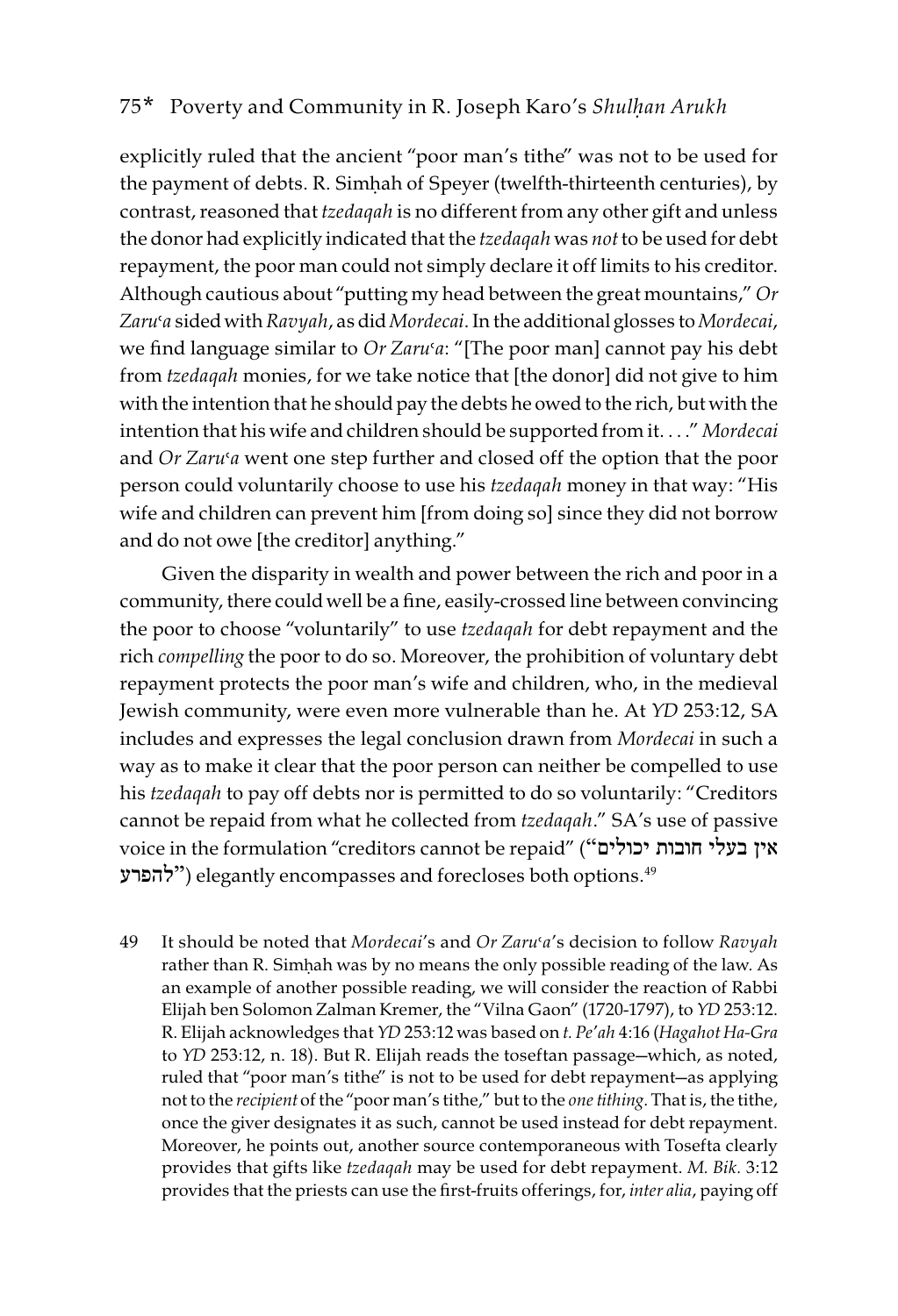explicitly ruled that the ancient "poor man's tithe" was not to be used for the payment of debts. R. Simḥah of Speyer (twelfth-thirteenth centuries), by contrast, reasoned that *tzedaqah* is no different from any other gift and unless the donor had explicitly indicated that the *tzedaqah* was *not* to be used for debt repayment, the poor man could not simply declare it off limits to his creditor. Although cautious about "putting my head between the great mountains," *Or Zaruʿa* sided with *Ravyah*, as did *Mordecai*. In the additional glosses to *Mordecai*, we find language similar to *Or Zaruʿa*: "[The poor man] cannot pay his debt from *tzedaqah* monies, for we take notice that [the donor] did not give to him with the intention that he should pay the debts he owed to the rich, but with the intention that his wife and children should be supported from it. . . ." *Mordecai* and *Or Zaruʿa* went one step further and closed off the option that the poor person could voluntarily choose to use his *tzedaqah* money in that way: "His wife and children can prevent him [from doing so] since they did not borrow and do not owe [the creditor] anything."

Given the disparity in wealth and power between the rich and poor in a community, there could well be a fine, easily-crossed line between convincing the poor to choose "voluntarily" to use *tzedaqah* for debt repayment and the rich *compelling* the poor to do so. Moreover, the prohibition of voluntary debt repayment protects the poor man's wife and children, who, in the medieval Jewish community, were even more vulnerable than he. At *YD* 253:12, SA includes and expresses the legal conclusion drawn from *Mordecai* in such a way as to make it clear that the poor person can neither be compelled to use his *tzedaqah* to pay off debts nor is permitted to do so voluntarily: "Creditors cannot be repaid from what he collected from *tzedaqah*." SA's use of passive voice in the formulation "creditors cannot be repaid" ("אין בעלי חובות יכולים להפרע") elegantly encompasses and forecloses both options.[49]

49 It should be noted that *Mordecai*'s and *Or Zaruʿa*'s decision to follow *Ravyah* rather than R. Simḥah was by no means the only possible reading of the law. As an example of another possible reading, we will consider the reaction of Rabbi Elijah ben Solomon Zalman Kremer, the "Vilna Gaon" (1720-1797), to *YD* 253:12. R. Elijah acknowledges that *YD* 253:12 was based on *t. Pe'ah* 4:16 (*Hagahot Ha-Gra* to *YD* 253:12, n. 18). But R. Elijah reads the toseftan passage—which, as noted, ruled that "poor man's tithe" is not to be used for debt repayment—as applying not to the *recipient* of the "poor man's tithe," but to the *one tithing*. That is, the tithe, once the giver designates it as such, cannot be used instead for debt repayment. Moreover, he points out, another source contemporaneous with Tosefta clearly provides that gifts like *tzedaqah* may be used for debt repayment. *M. Bik.* 3:12 provides that the priests can use the first-fruits offerings, for, *inter alia*, paying off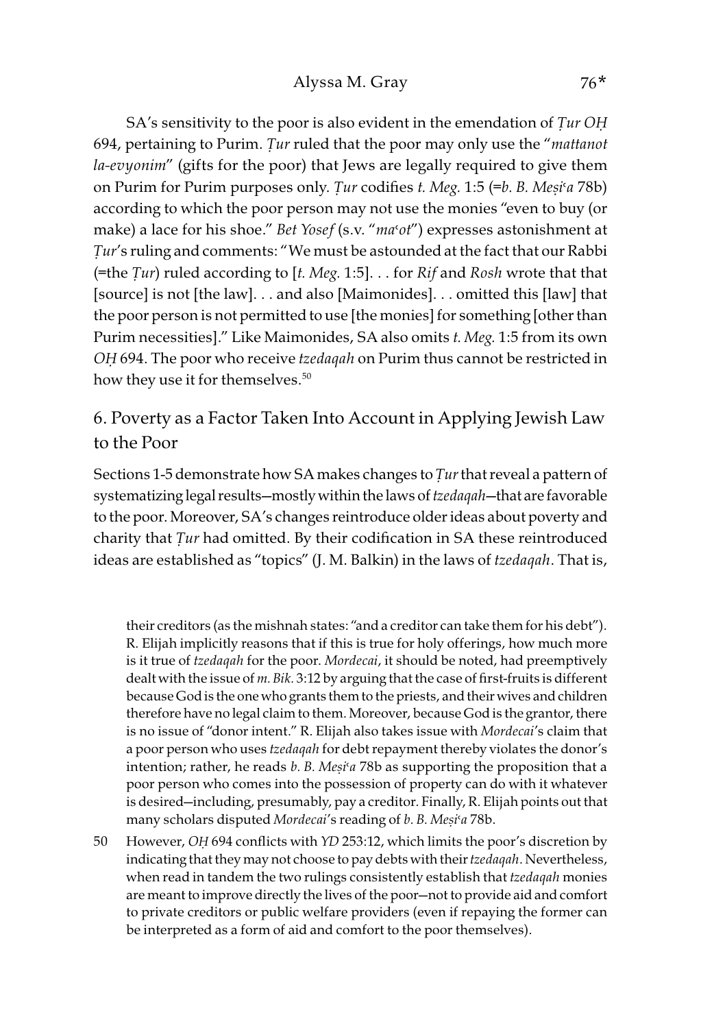SA's sensitivity to the poor is also evident in the emendation of *Ṭur OḤ* 694, pertaining to Purim. *Ṭur* ruled that the poor may only use the "*mattanot la-evyonim*" (gifts for the poor) that Jews are legally required to give them on Purim for Purim purposes only. *Ṭur* codifies *t. Meg.* 1:5 (=*b. B. Meṣiʿa* 78b) according to which the poor person may not use the monies "even to buy (or make) a lace for his shoe." *Bet Yosef* (s.v. "*maʿot*") expresses astonishment at *Ṭur*'s ruling and comments: "We must be astounded at the fact that our Rabbi (=the *Ṭur*) ruled according to [*t. Meg.* 1:5]. . . for *Rif* and *Rosh* wrote that that [source] is not [the law]. . . and also [Maimonides]. . . omitted this [law] that the poor person is not permitted to use [the monies] for something [other than Purim necessities]." Like Maimonides, SA also omits *t. Meg.* 1:5 from its own *OḤ* 694. The poor who receive *tzedaqah* on Purim thus cannot be restricted in how they use it for themselves.[50]

## 6. Poverty as a Factor Taken Into Account in Applying Jewish Law to the Poor

Sections 1-5 demonstrate how SA makes changes to *Ṭur* that reveal a pattern of systematizing legal results—mostly within the laws of *tzedaqah*—that are favorable to the poor. Moreover, SA's changes reintroduce older ideas about poverty and charity that *Ṭur* had omitted. By their codification in SA these reintroduced ideas are established as "topics" (J. M. Balkin) in the laws of *tzedaqah*. That is,

their creditors (as the mishnah states: "and a creditor can take them for his debt"). R. Elijah implicitly reasons that if this is true for holy offerings, how much more is it true of *tzedaqah* for the poor. *Mordecai*, it should be noted, had preemptively dealt with the issue of *m. Bik.* 3:12 by arguing that the case of first-fruits is different because God is the one who grants them to the priests, and their wives and children therefore have no legal claim to them. Moreover, because God is the grantor, there is no issue of "donor intent." R. Elijah also takes issue with *Mordecai*'s claim that a poor person who uses *tzedaqah* for debt repayment thereby violates the donor's intention; rather, he reads *b. B. Meṣiʿa* 78b as supporting the proposition that a poor person who comes into the possession of property can do with it whatever is desired—including, presumably, pay a creditor. Finally, R. Elijah points out that many scholars disputed *Mordecai*'s reading of *b. B. Meṣiʿa* 78b.

50 However, *OḤ* 694 conflicts with *YD* 253:12, which limits the poor's discretion by indicating that they may not choose to pay debts with their *tzedaqah*. Nevertheless, when read in tandem the two rulings consistently establish that *tzedaqah* monies are meant to improve directly the lives of the poor—not to provide aid and comfort to private creditors or public welfare providers (even if repaying the former can be interpreted as a form of aid and comfort to the poor themselves).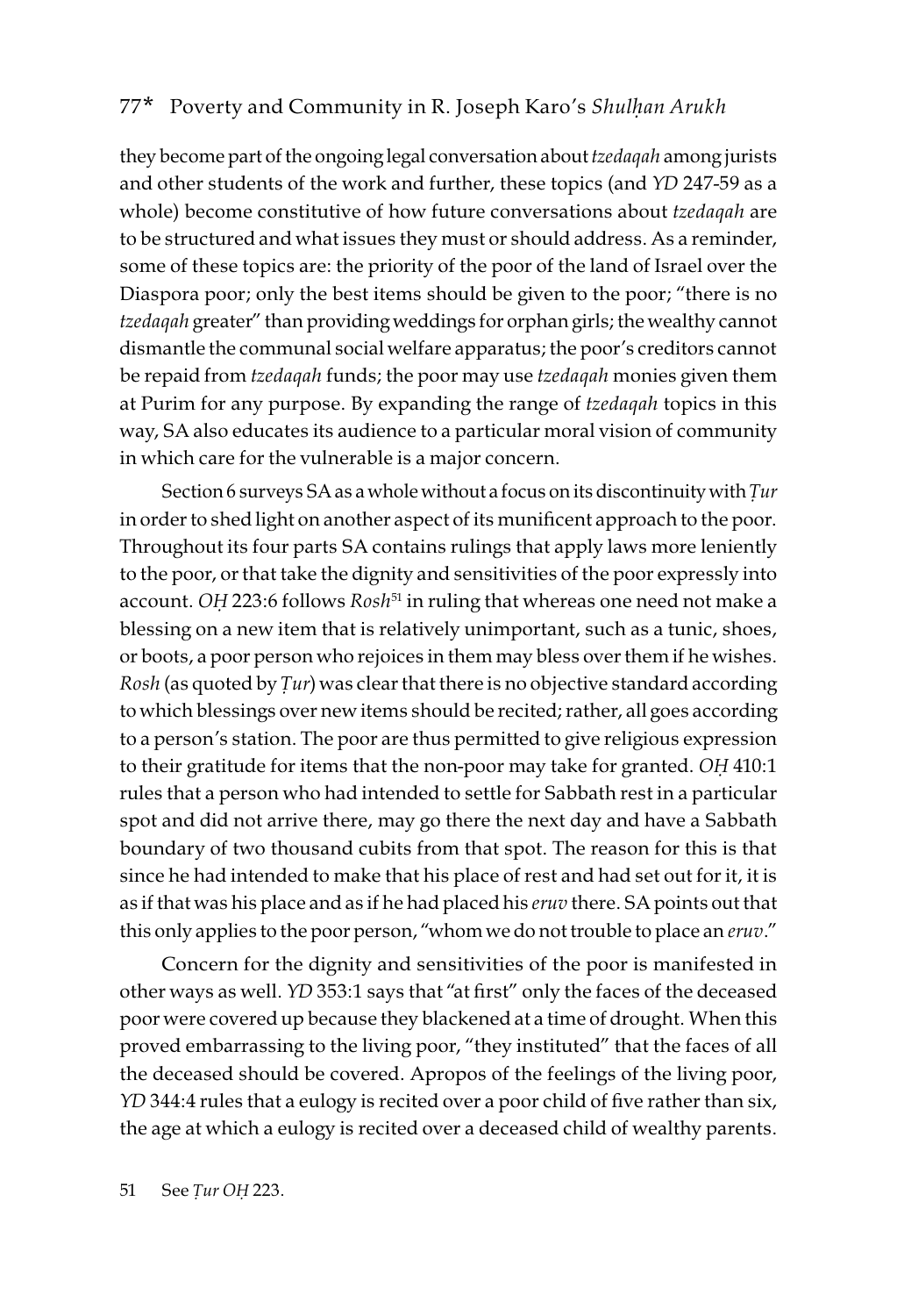they become part of the ongoing legal conversation about *tzedaqah* among jurists and other students of the work and further, these topics (and *YD* 247-59 as a whole) become constitutive of how future conversations about *tzedaqah* are to be structured and what issues they must or should address. As a reminder, some of these topics are: the priority of the poor of the land of Israel over the Diaspora poor; only the best items should be given to the poor; "there is no *tzedaqah* greater" than providing weddings for orphan girls; the wealthy cannot dismantle the communal social welfare apparatus; the poor's creditors cannot be repaid from *tzedaqah* funds; the poor may use *tzedaqah* monies given them at Purim for any purpose. By expanding the range of *tzedaqah* topics in this way, SA also educates its audience to a particular moral vision of community in which care for the vulnerable is a major concern.

Section 6 surveys SA as a whole without a focus on its discontinuity with *Ṭur* in order to shed light on another aspect of its munificent approach to the poor. Throughout its four parts SA contains rulings that apply laws more leniently to the poor, or that take the dignity and sensitivities of the poor expressly into account. *OḤ* 223:6 follows *Rosh*[51] in ruling that whereas one need not make a blessing on a new item that is relatively unimportant, such as a tunic, shoes, or boots, a poor person who rejoices in them may bless over them if he wishes. *Rosh* (as quoted by *Ṭur*) was clear that there is no objective standard according to which blessings over new items should be recited; rather, all goes according to a person's station. The poor are thus permitted to give religious expression to their gratitude for items that the non-poor may take for granted. *OḤ* 410:1 rules that a person who had intended to settle for Sabbath rest in a particular spot and did not arrive there, may go there the next day and have a Sabbath boundary of two thousand cubits from that spot. The reason for this is that since he had intended to make that his place of rest and had set out for it, it is as if that was his place and as if he had placed his *eruv* there. SA points out that this only applies to the poor person, "whom we do not trouble to place an *eruv*."

Concern for the dignity and sensitivities of the poor is manifested in other ways as well. *YD* 353:1 says that "at first" only the faces of the deceased poor were covered up because they blackened at a time of drought. When this proved embarrassing to the living poor, "they instituted" that the faces of all the deceased should be covered. Apropos of the feelings of the living poor, *YD* 344:4 rules that a eulogy is recited over a poor child of five rather than six, the age at which a eulogy is recited over a deceased child of wealthy parents.

51 See *Ṭur OḤ* 223.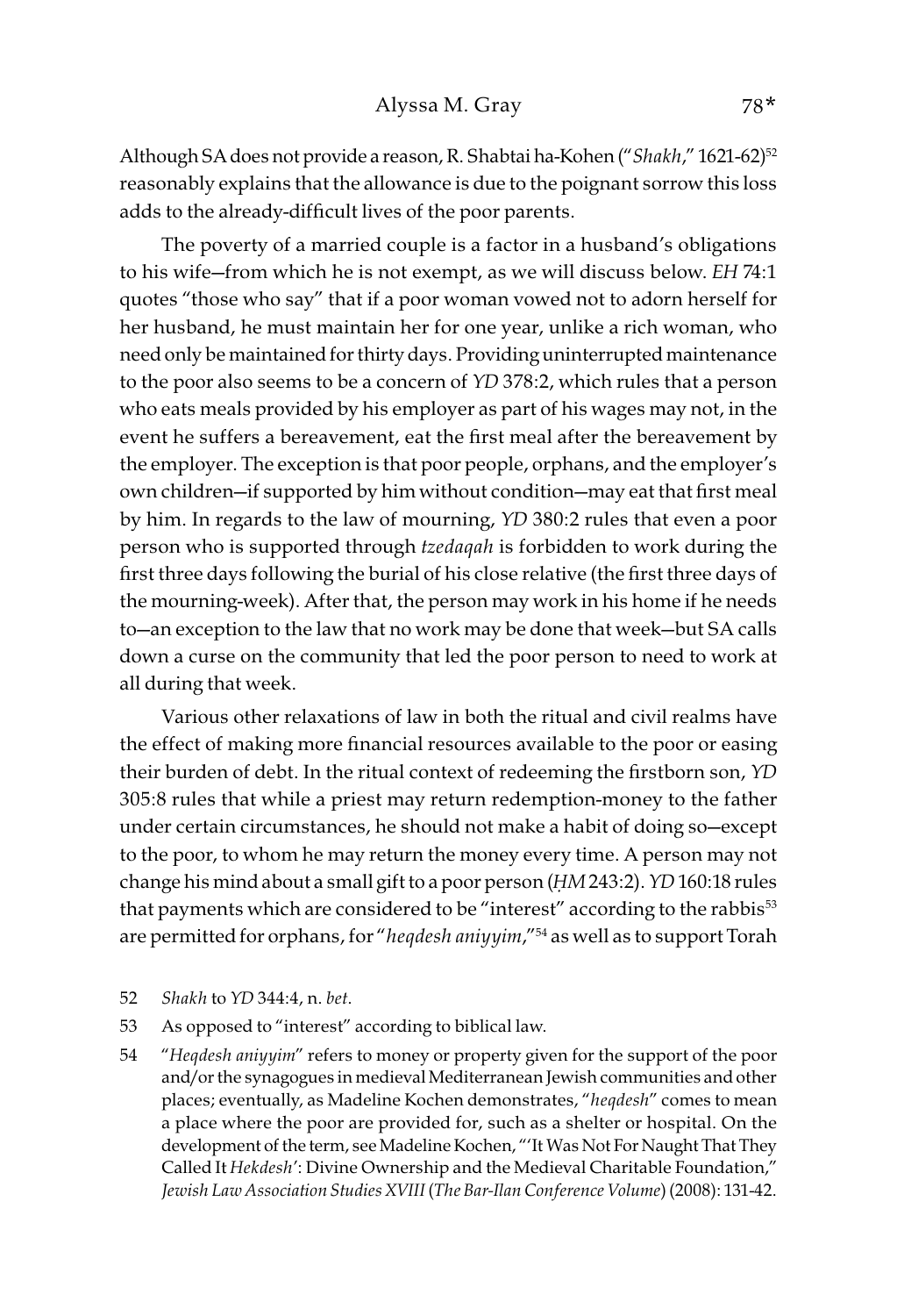Although SA does not provide a reason, R. Shabtai ha-Kohen ("*Shakh*," 1621-62)[52] reasonably explains that the allowance is due to the poignant sorrow this loss adds to the already-difficult lives of the poor parents.

The poverty of a married couple is a factor in a husband's obligations to his wife—from which he is not exempt, as we will discuss below. *EH* 74:1 quotes "those who say" that if a poor woman vowed not to adorn herself for her husband, he must maintain her for one year, unlike a rich woman, who need only be maintained for thirty days. Providing uninterrupted maintenance to the poor also seems to be a concern of *YD* 378:2, which rules that a person who eats meals provided by his employer as part of his wages may not, in the event he suffers a bereavement, eat the first meal after the bereavement by the employer. The exception is that poor people, orphans, and the employer's own children—if supported by him without condition—may eat that first meal by him. In regards to the law of mourning, *YD* 380:2 rules that even a poor person who is supported through *tzedaqah* is forbidden to work during the first three days following the burial of his close relative (the first three days of the mourning-week). After that, the person may work in his home if he needs to—an exception to the law that no work may be done that week—but SA calls down a curse on the community that led the poor person to need to work at all during that week.

Various other relaxations of law in both the ritual and civil realms have the effect of making more financial resources available to the poor or easing their burden of debt. In the ritual context of redeeming the firstborn son, *YD* 305:8 rules that while a priest may return redemption-money to the father under certain circumstances, he should not make a habit of doing so—except to the poor, to whom he may return the money every time. A person may not change his mind about a small gift to a poor person (*ḤM* 243:2). *YD* 160:18 rules that payments which are considered to be "interest" according to the rabbis[53] are permitted for orphans, for "*heqdesh aniyyim*,"[54] as well as to support Torah

52 *Shakh* to *YD* 344:4, n. *bet*.

53 As opposed to "interest" according to biblical law.

54 "*Heqdesh aniyyim*" refers to money or property given for the support of the poor and/or the synagogues in medieval Mediterranean Jewish communities and other places; eventually, as Madeline Kochen demonstrates, "*heqdesh*" comes to mean a place where the poor are provided for, such as a shelter or hospital. On the development of the term, see Madeline Kochen, "'It Was Not For Naught That They Called It *Hekdesh*': Divine Ownership and the Medieval Charitable Foundation," *Jewish Law Association Studies XVIII* (*The Bar-Ilan Conference Volume*) (2008): 131-42.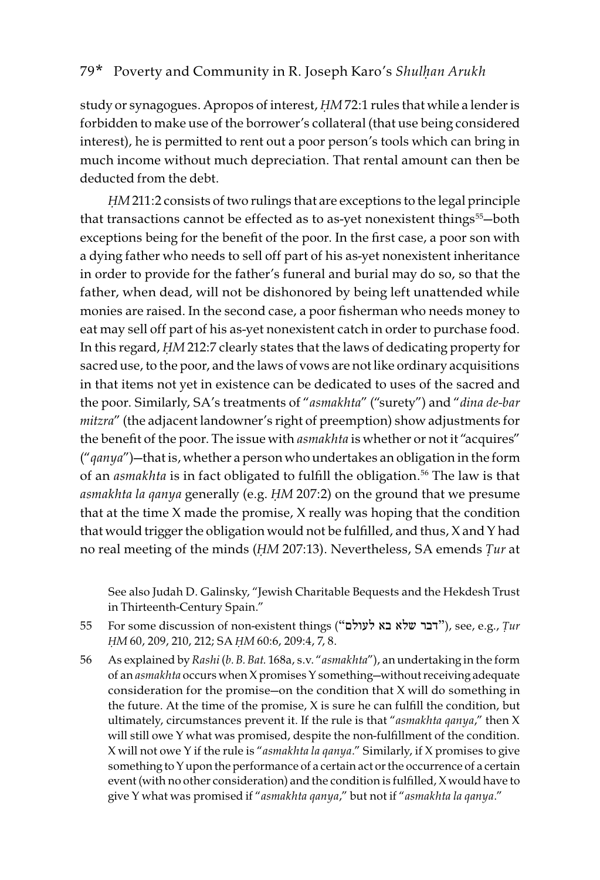study or synagogues. Apropos of interest, *ḤM* 72:1 rules that while a lender is forbidden to make use of the borrower's collateral (that use being considered interest), he is permitted to rent out a poor person's tools which can bring in much income without much depreciation. That rental amount can then be deducted from the debt.

*ḤM* 211:2 consists of two rulings that are exceptions to the legal principle that transactions cannot be effected as to as-yet nonexistent things[55]—both exceptions being for the benefit of the poor. In the first case, a poor son with a dying father who needs to sell off part of his as-yet nonexistent inheritance in order to provide for the father's funeral and burial may do so, so that the father, when dead, will not be dishonored by being left unattended while monies are raised. In the second case, a poor fisherman who needs money to eat may sell off part of his as-yet nonexistent catch in order to purchase food. In this regard, *ḤM* 212:7 clearly states that the laws of dedicating property for sacred use, to the poor, and the laws of vows are not like ordinary acquisitions in that items not yet in existence can be dedicated to uses of the sacred and the poor. Similarly, SA's treatments of "*asmakhta*" ("surety") and "*dina de-bar mitzra*" (the adjacent landowner's right of preemption) show adjustments for the benefit of the poor. The issue with *asmakhta* is whether or not it "acquires" ("*qanya*")—that is, whether a person who undertakes an obligation in the form of an *asmakhta* is in fact obligated to fulfill the obligation.[56] The law is that *asmakhta la qanya* generally (e.g. *ḤM* 207:2) on the ground that we presume that at the time X made the promise, X really was hoping that the condition that would trigger the obligation would not be fulfilled, and thus, X and Y had no real meeting of the minds (*ḤM* 207:13). Nevertheless, SA emends *Ṭur* at

See also Judah D. Galinsky, "Jewish Charitable Bequests and the Hekdesh Trust in Thirteenth-Century Spain."

55 For some discussion of non-existent things ("דבר שלא בא לעולם"), see, e.g., *Ṭur ḤM* 60, 209, 210, 212; SA *ḤM* 60:6, 209:4, 7, 8.

56 As explained by *Rashi* (*b. B. Bat.* 168a, s.v. "*asmakhta*"), an undertaking in the form of an *asmakhta* occurs when X promises Y something—without receiving adequate consideration for the promise—on the condition that X will do something in the future. At the time of the promise, X is sure he can fulfill the condition, but ultimately, circumstances prevent it. If the rule is that "*asmakhta qanya*," then X will still owe Y what was promised, despite the non-fulfillment of the condition. X will not owe Y if the rule is "*asmakhta la qanya*." Similarly, if X promises to give something to Y upon the performance of a certain act or the occurrence of a certain event (with no other consideration) and the condition is fulfilled, X would have to give Y what was promised if "*asmakhta qanya*," but not if "*asmakhta la qanya*."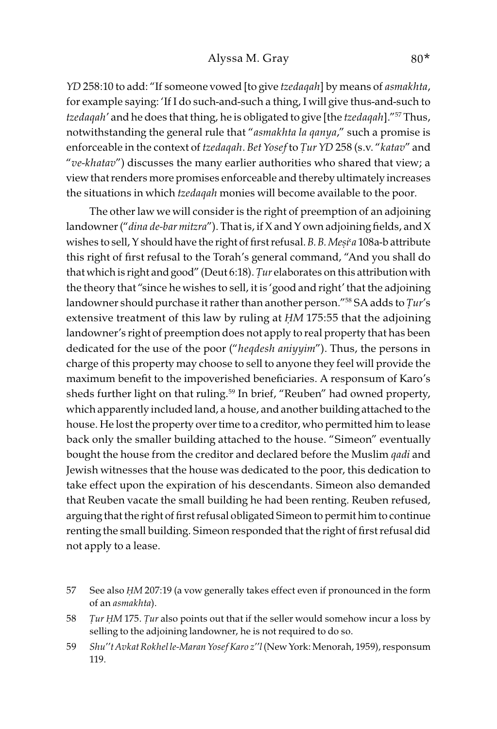*YD* 258:10 to add: "If someone vowed [to give *tzedaqah*] by means of *asmakhta*, for example saying: 'If I do such-and-such a thing, I will give thus-and-such to *tzedaqah*' and he does that thing, he is obligated to give [the *tzedaqah*]."[57] Thus, notwithstanding the general rule that "*asmakhta la qanya*," such a promise is enforceable in the context of *tzedaqah*. *Bet Yosef* to *Ṭur YD* 258 (s.v. "*katav*" and "*ve-khatav*") discusses the many earlier authorities who shared that view; a view that renders more promises enforceable and thereby ultimately increases the situations in which *tzedaqah* monies will become available to the poor.

The other law we will consider is the right of preemption of an adjoining landowner ("*dina de-bar mitzra*"). That is, if X and Y own adjoining fields, and X wishes to sell, Y should have the right of first refusal. *B. B. Meṣiʿa* 108a-b attribute this right of first refusal to the Torah's general command, "And you shall do that which is right and good" (Deut 6:18). *Ṭur* elaborates on this attribution with the theory that "since he wishes to sell, it is 'good and right' that the adjoining landowner should purchase it rather than another person."[58] SA adds to *Ṭur*'s extensive treatment of this law by ruling at *ḤM* 175:55 that the adjoining landowner's right of preemption does not apply to real property that has been dedicated for the use of the poor ("*heqdesh aniyyim*"). Thus, the persons in charge of this property may choose to sell to anyone they feel will provide the maximum benefit to the impoverished beneficiaries. A responsum of Karo's sheds further light on that ruling.[59] In brief, "Reuben" had owned property, which apparently included land, a house, and another building attached to the house. He lost the property over time to a creditor, who permitted him to lease back only the smaller building attached to the house. "Simeon" eventually bought the house from the creditor and declared before the Muslim *qadi* and Jewish witnesses that the house was dedicated to the poor, this dedication to take effect upon the expiration of his descendants. Simeon also demanded that Reuben vacate the small building he had been renting. Reuben refused, arguing that the right of first refusal obligated Simeon to permit him to continue renting the small building. Simeon responded that the right of first refusal did not apply to a lease.

57 See also *ḤM* 207:19 (a vow generally takes effect even if pronounced in the form of an *asmakhta*).

58 *Ṭur ḤM* 175. *Ṭur* also points out that if the seller would somehow incur a loss by selling to the adjoining landowner, he is not required to do so.

59 *Shu''t Avkat Rokhel le-Maran Yosef Karo z''l* (New York: Menorah, 1959), responsum 119.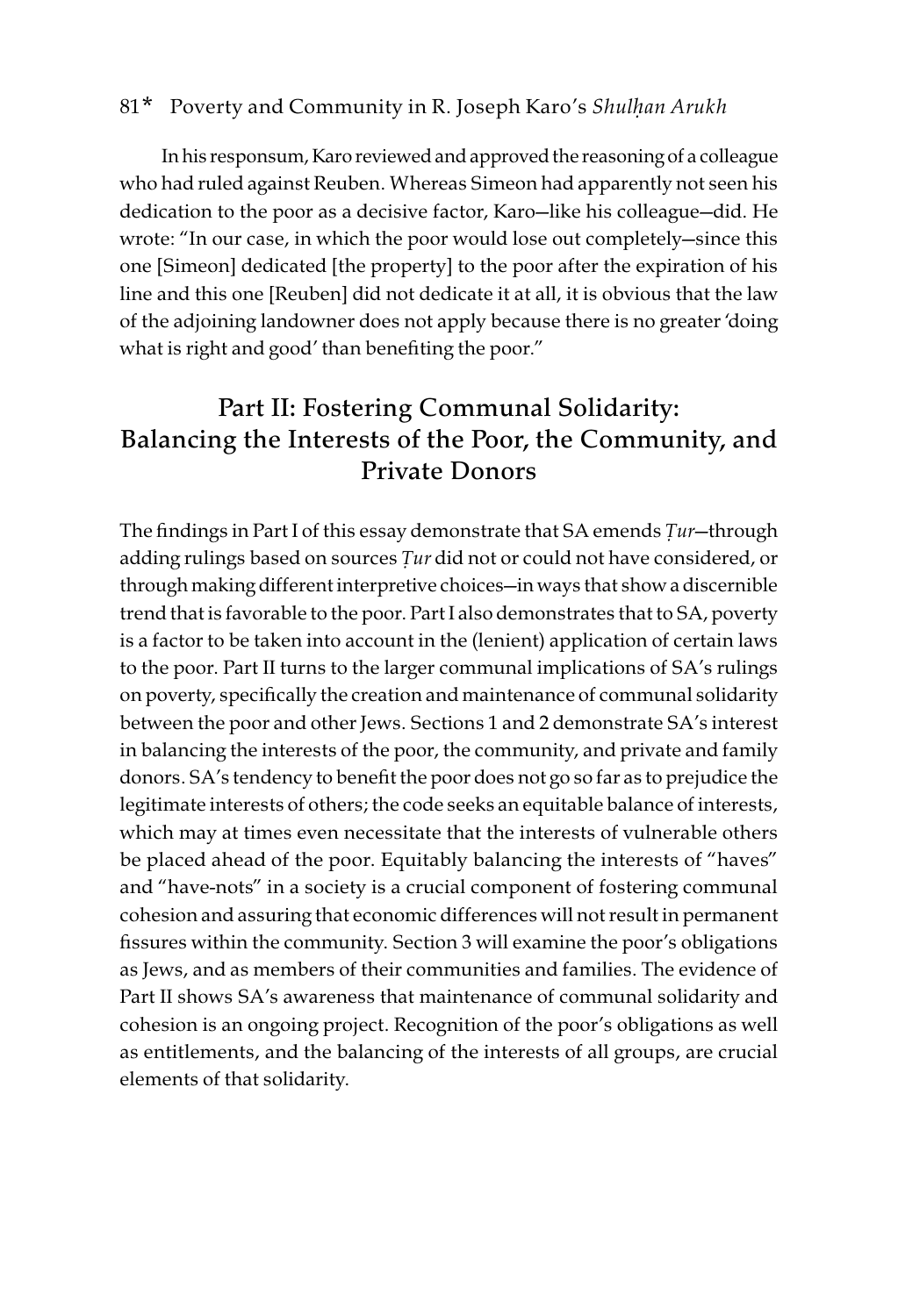In his responsum, Karo reviewed and approved the reasoning of a colleague who had ruled against Reuben. Whereas Simeon had apparently not seen his dedication to the poor as a decisive factor, Karo—like his colleague—did. He wrote: "In our case, in which the poor would lose out completely—since this one [Simeon] dedicated [the property] to the poor after the expiration of his line and this one [Reuben] did not dedicate it at all, it is obvious that the law of the adjoining landowner does not apply because there is no greater 'doing what is right and good' than benefiting the poor."

## Part II: Fostering Communal Solidarity: Balancing the Interests of the Poor, the Community, and Private Donors

The findings in Part I of this essay demonstrate that SA emends *Ṭur*—through adding rulings based on sources *Ṭur* did not or could not have considered, or through making different interpretive choices—in ways that show a discernible trend that is favorable to the poor. Part I also demonstrates that to SA, poverty is a factor to be taken into account in the (lenient) application of certain laws to the poor. Part II turns to the larger communal implications of SA's rulings on poverty, specifically the creation and maintenance of communal solidarity between the poor and other Jews. Sections 1 and 2 demonstrate SA's interest in balancing the interests of the poor, the community, and private and family donors. SA's tendency to benefit the poor does not go so far as to prejudice the legitimate interests of others; the code seeks an equitable balance of interests, which may at times even necessitate that the interests of vulnerable others be placed ahead of the poor. Equitably balancing the interests of "haves" and "have-nots" in a society is a crucial component of fostering communal cohesion and assuring that economic differences will not result in permanent fissures within the community. Section 3 will examine the poor's obligations as Jews, and as members of their communities and families. The evidence of Part II shows SA's awareness that maintenance of communal solidarity and cohesion is an ongoing project. Recognition of the poor's obligations as well as entitlements, and the balancing of the interests of all groups, are crucial elements of that solidarity.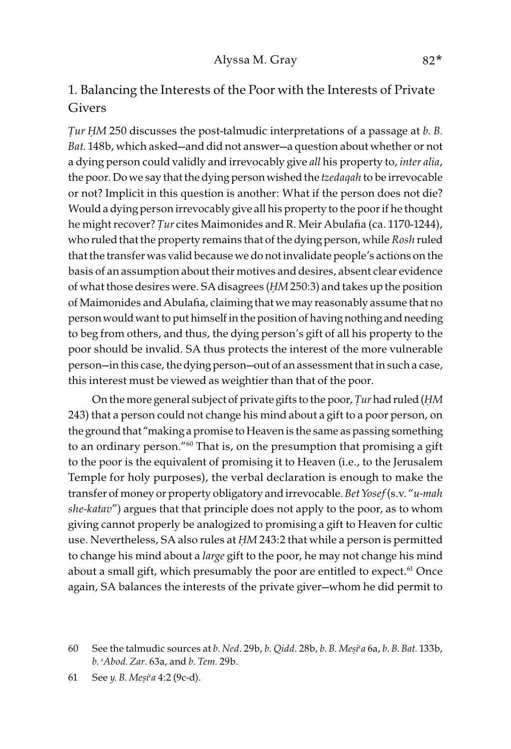## 1. Balancing the Interests of the Poor with the Interests of Private Givers

*Ṭur ḤM* 250 discusses the post-talmudic interpretations of a passage at *b. B. Bat.* 148b, which asked—and did not answer—a question about whether or not a dying person could validly and irrevocably give *all* his property to, *inter alia*, the poor. Do we say that the dying person wished the *tzedaqah* to be irrevocable or not? Implicit in this question is another: What if the person does not die? Would a dying person irrevocably give all his property to the poor if he thought he might recover? *Ṭur* cites Maimonides and R. Meir Abulafia (ca. 1170-1244), who ruled that the property remains that of the dying person, while *Rosh* ruled that the transfer was valid because we do not invalidate people's actions on the basis of an assumption about their motives and desires, absent clear evidence of what those desires were. SA disagrees (*ḤM* 250:3) and takes up the position of Maimonides and Abulafia, claiming that we may reasonably assume that no person would want to put himself in the position of having nothing and needing to beg from others, and thus, the dying person's gift of all his property to the poor should be invalid. SA thus protects the interest of the more vulnerable person—in this case, the dying person—out of an assessment that in such a case, this interest must be viewed as weightier than that of the poor.

On the more general subject of private gifts to the poor, *Ṭur* had ruled (*ḤM* 243) that a person could not change his mind about a gift to a poor person, on the ground that "making a promise to Heaven is the same as passing something to an ordinary person."[60] That is, on the presumption that promising a gift to the poor is the equivalent of promising it to Heaven (i.e., to the Jerusalem Temple for holy purposes), the verbal declaration is enough to make the transfer of money or property obligatory and irrevocable. *Bet Yosef* (s.v. "*u-mah she-katav*") argues that that principle does not apply to the poor, as to whom giving cannot properly be analogized to promising a gift to Heaven for cultic use. Nevertheless, SA also rules at *ḤM* 243:2 that while a person is permitted to change his mind about a *large* gift to the poor, he may not change his mind about a small gift, which presumably the poor are entitled to expect.[61] Once again, SA balances the interests of the private giver—whom he did permit to

---

60 See the talmudic sources at *b. Ned*. 29b, *b. Qidd*. 28b, *b. B. Meṣiʿa* 6a, *b. B. Bat.* 133b, *b. ʿAbod. Zar*. 63a, and *b. Tem.* 29b.

61 See *y. B. Meṣiʿa* 4:2 (9c-d).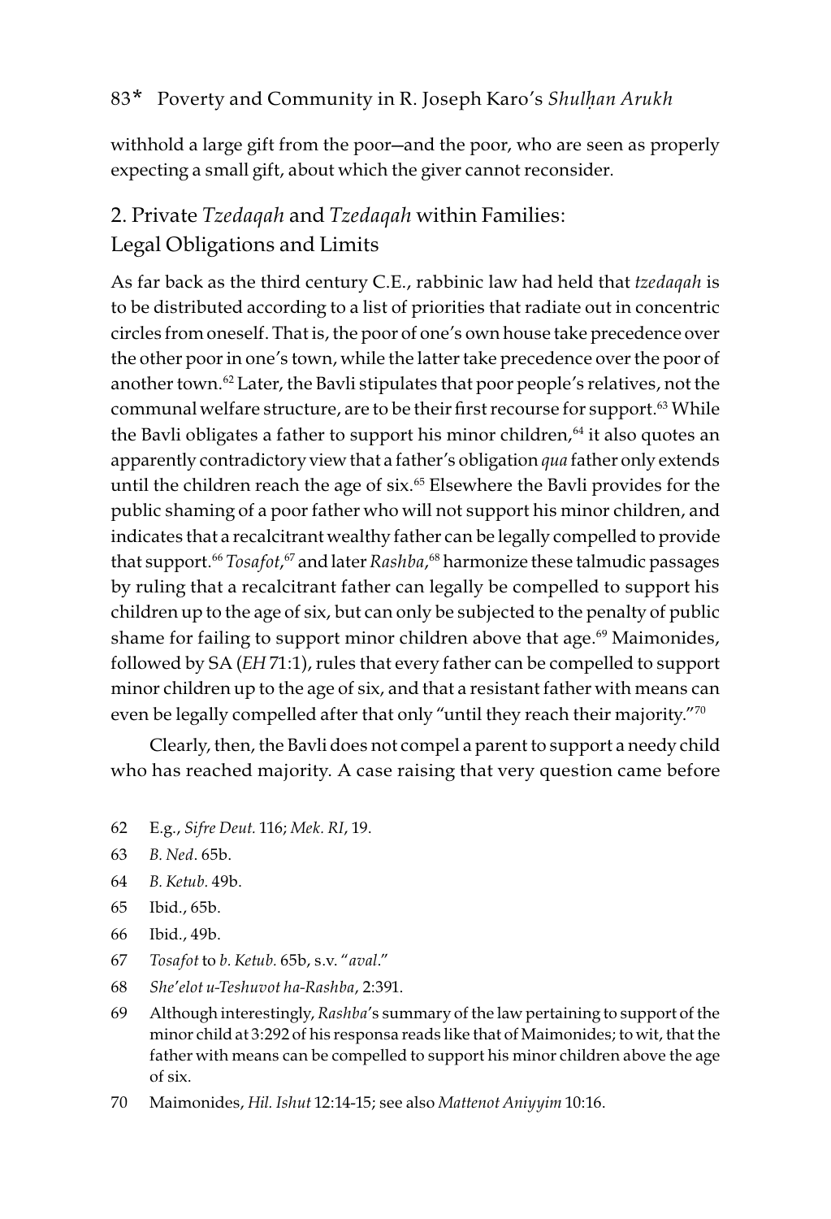withhold a large gift from the poor—and the poor, who are seen as properly expecting a small gift, about which the giver cannot reconsider.

## 2. Private *Tzedaqah* and *Tzedaqah* within Families: Legal Obligations and Limits

As far back as the third century C.E., rabbinic law had held that *tzedaqah* is to be distributed according to a list of priorities that radiate out in concentric circles from oneself. That is, the poor of one's own house take precedence over the other poor in one's town, while the latter take precedence over the poor of another town.[62] Later, the Bavli stipulates that poor people's relatives, not the communal welfare structure, are to be their first recourse for support.[63] While the Bavli obligates a father to support his minor children,[64] it also quotes an apparently contradictory view that a father's obligation *qua* father only extends until the children reach the age of six.[65] Elsewhere the Bavli provides for the public shaming of a poor father who will not support his minor children, and indicates that a recalcitrant wealthy father can be legally compelled to provide that support.[66] *Tosafot*,[67] and later *Rashba*,[68] harmonize these talmudic passages by ruling that a recalcitrant father can legally be compelled to support his children up to the age of six, but can only be subjected to the penalty of public shame for failing to support minor children above that age.[69] Maimonides, followed by SA (*EH* 71:1), rules that every father can be compelled to support minor children up to the age of six, and that a resistant father with means can even be legally compelled after that only "until they reach their majority."[70]

Clearly, then, the Bavli does not compel a parent to support a needy child who has reached majority. A case raising that very question came before

62 E.g., *Sifre Deut.* 116; *Mek. RI*, 19.

63 *B. Ned*. 65b.

64 *B. Ketub.* 49b.

65 Ibid., 65b.

66 Ibid., 49b.

67 *Tosafot* to *b. Ketub.* 65b, s.v. "*aval*."

68 *She'elot u-Teshuvot ha-Rashba*, 2:391.

69 Although interestingly, *Rashba*'s summary of the law pertaining to support of the minor child at 3:292 of his responsa reads like that of Maimonides; to wit, that the father with means can be compelled to support his minor children above the age of six.

70 Maimonides, *Hil. Ishut* 12:14-15; see also *Mattenot Aniyyim* 10:16.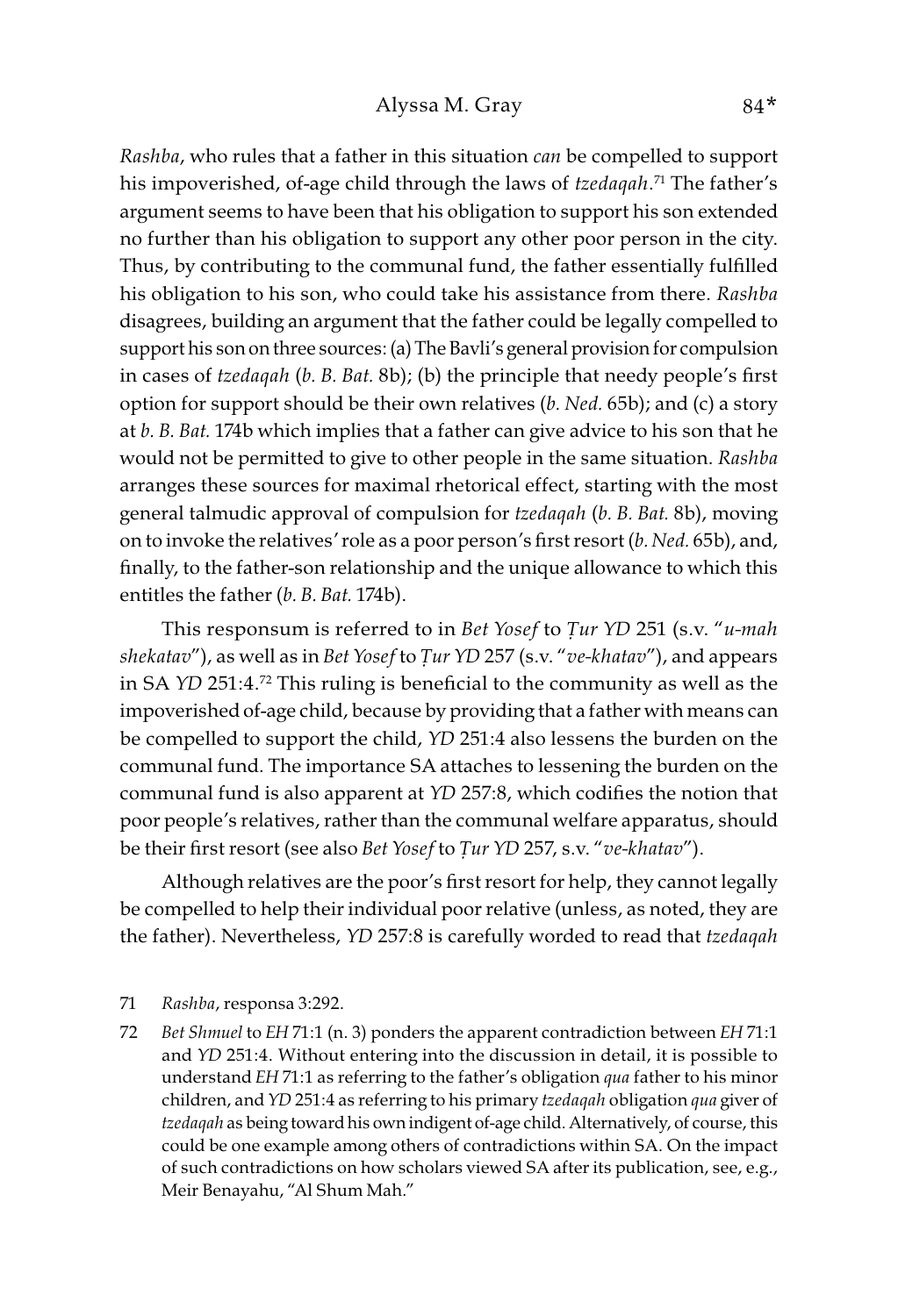*Rashba*, who rules that a father in this situation *can* be compelled to support his impoverished, of-age child through the laws of *tzedaqah*.[71] The father's argument seems to have been that his obligation to support his son extended no further than his obligation to support any other poor person in the city. Thus, by contributing to the communal fund, the father essentially fulfilled his obligation to his son, who could take his assistance from there. *Rashba* disagrees, building an argument that the father could be legally compelled to support his son on three sources: (a) The Bavli's general provision for compulsion in cases of *tzedaqah* (*b. B. Bat.* 8b); (b) the principle that needy people's first option for support should be their own relatives (*b. Ned.* 65b); and (c) a story at *b. B. Bat.* 174b which implies that a father can give advice to his son that he would not be permitted to give to other people in the same situation. *Rashba* arranges these sources for maximal rhetorical effect, starting with the most general talmudic approval of compulsion for *tzedaqah* (*b. B. Bat.* 8b), moving on to invoke the relatives' role as a poor person's first resort (*b. Ned.* 65b), and, finally, to the father-son relationship and the unique allowance to which this entitles the father (*b. B. Bat.* 174b).

This responsum is referred to in *Bet Yosef* to *Ṭur YD* 251 (s.v. "*u-mah shekatav*"), as well as in *Bet Yosef* to *Ṭur YD* 257 (s.v. "*ve-khatav*"), and appears in SA *YD* 251:4.[72] This ruling is beneficial to the community as well as the impoverished of-age child, because by providing that a father with means can be compelled to support the child, *YD* 251:4 also lessens the burden on the communal fund. The importance SA attaches to lessening the burden on the communal fund is also apparent at *YD* 257:8, which codifies the notion that poor people's relatives, rather than the communal welfare apparatus, should be their first resort (see also *Bet Yosef* to *Ṭur YD* 257, s.v. "*ve-khatav*").

Although relatives are the poor's first resort for help, they cannot legally be compelled to help their individual poor relative (unless, as noted, they are the father). Nevertheless, *YD* 257:8 is carefully worded to read that *tzedaqah*

---

71 *Rashba*, responsa 3:292.

72 *Bet Shmuel* to *EH* 71:1 (n. 3) ponders the apparent contradiction between *EH* 71:1 and *YD* 251:4. Without entering into the discussion in detail, it is possible to understand *EH* 71:1 as referring to the father's obligation *qua* father to his minor children, and *YD* 251:4 as referring to his primary *tzedaqah* obligation *qua* giver of *tzedaqah* as being toward his own indigent of-age child. Alternatively, of course, this could be one example among others of contradictions within SA. On the impact of such contradictions on how scholars viewed SA after its publication, see, e.g., Meir Benayahu, "Al Shum Mah."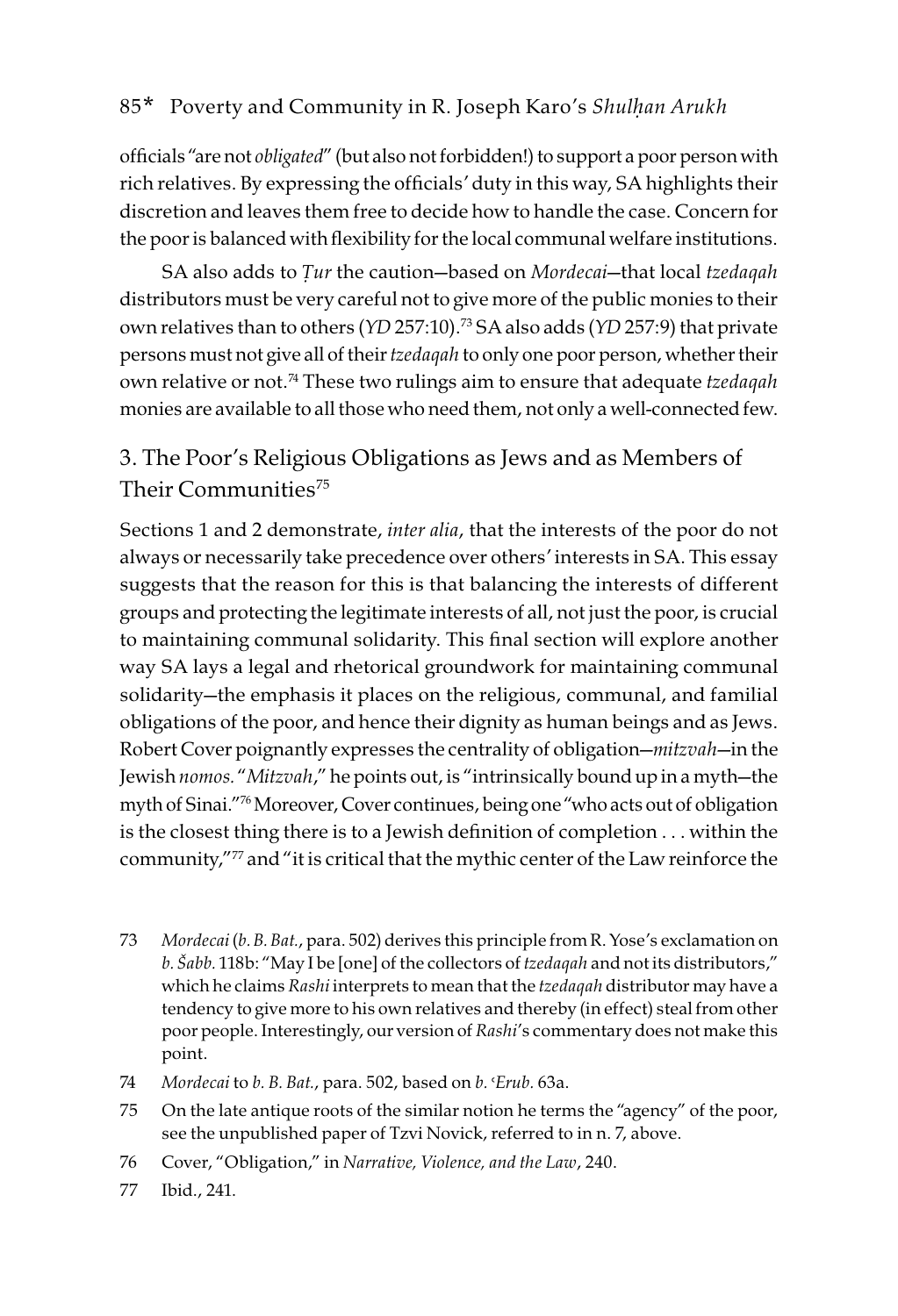officials "are not *obligated*" (but also not forbidden!) to support a poor person with rich relatives. By expressing the officials' duty in this way, SA highlights their discretion and leaves them free to decide how to handle the case. Concern for the poor is balanced with flexibility for the local communal welfare institutions.

SA also adds to *Ṭur* the caution—based on *Mordecai*—that local *tzedaqah* distributors must be very careful not to give more of the public monies to their own relatives than to others (*YD* 257:10).[73] SA also adds (*YD* 257:9) that private persons must not give all of their *tzedaqah* to only one poor person, whether their own relative or not.[74] These two rulings aim to ensure that adequate *tzedaqah* monies are available to all those who need them, not only a well-connected few.

## 3. The Poor's Religious Obligations as Jews and as Members of Their Communities[75]

Sections 1 and 2 demonstrate, *inter alia*, that the interests of the poor do not always or necessarily take precedence over others' interests in SA. This essay suggests that the reason for this is that balancing the interests of different groups and protecting the legitimate interests of all, not just the poor, is crucial to maintaining communal solidarity. This final section will explore another way SA lays a legal and rhetorical groundwork for maintaining communal solidarity—the emphasis it places on the religious, communal, and familial obligations of the poor, and hence their dignity as human beings and as Jews. Robert Cover poignantly expresses the centrality of obligation—*mitzvah*—in the Jewish *nomos*. "*Mitzvah*," he points out, is "intrinsically bound up in a myth—the myth of Sinai."[76] Moreover, Cover continues, being one "who acts out of obligation is the closest thing there is to a Jewish definition of completion . . . within the community,"[77] and "it is critical that the mythic center of the Law reinforce the

73 *Mordecai* (*b. B. Bat.*, para. 502) derives this principle from R. Yose's exclamation on *b. Šabb.* 118b: "May I be [one] of the collectors of *tzedaqah* and not its distributors," which he claims *Rashi* interprets to mean that the *tzedaqah* distributor may have a tendency to give more to his own relatives and thereby (in effect) steal from other poor people. Interestingly, our version of *Rashi*'s commentary does not make this point.

74 *Mordecai* to *b. B. Bat.*, para. 502, based on *b. ʿErub.* 63a.

75 On the late antique roots of the similar notion he terms the "agency" of the poor, see the unpublished paper of Tzvi Novick, referred to in n. 7, above.

76 Cover, "Obligation," in *Narrative, Violence, and the Law*, 240.

77 Ibid., 241.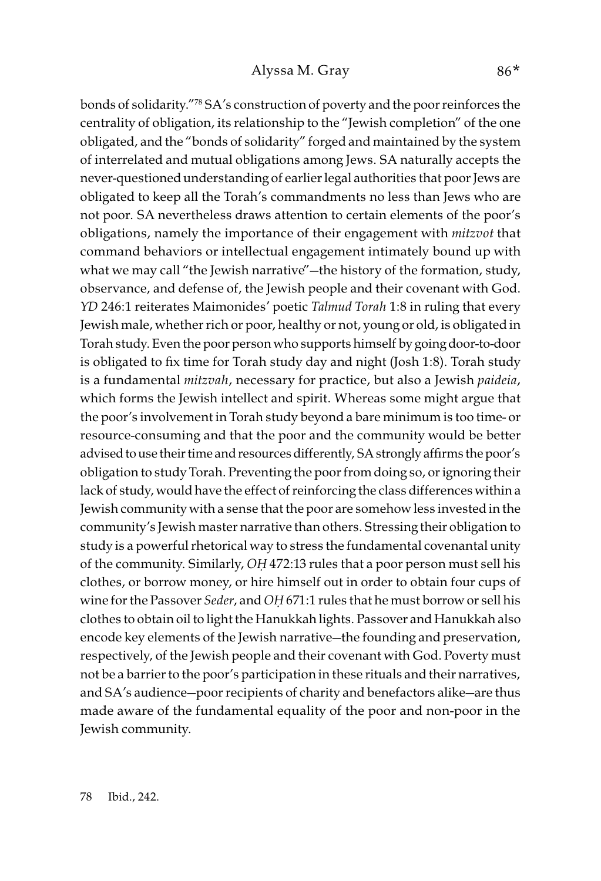bonds of solidarity."[78] SA's construction of poverty and the poor reinforces the centrality of obligation, its relationship to the "Jewish completion" of the one obligated, and the "bonds of solidarity" forged and maintained by the system of interrelated and mutual obligations among Jews. SA naturally accepts the never-questioned understanding of earlier legal authorities that poor Jews are obligated to keep all the Torah's commandments no less than Jews who are not poor. SA nevertheless draws attention to certain elements of the poor's obligations, namely the importance of their engagement with *mitzvot* that command behaviors or intellectual engagement intimately bound up with what we may call "the Jewish narrative"—the history of the formation, study, observance, and defense of, the Jewish people and their covenant with God. *YD* 246:1 reiterates Maimonides' poetic *Talmud Torah* 1:8 in ruling that every Jewish male, whether rich or poor, healthy or not, young or old, is obligated in Torah study. Even the poor person who supports himself by going door-to-door is obligated to fix time for Torah study day and night (Josh 1:8). Torah study is a fundamental *mitzvah*, necessary for practice, but also a Jewish *paideia*, which forms the Jewish intellect and spirit. Whereas some might argue that the poor's involvement in Torah study beyond a bare minimum is too time- or resource-consuming and that the poor and the community would be better advised to use their time and resources differently, SA strongly affirms the poor's obligation to study Torah. Preventing the poor from doing so, or ignoring their lack of study, would have the effect of reinforcing the class differences within a Jewish community with a sense that the poor are somehow less invested in the community's Jewish master narrative than others. Stressing their obligation to study is a powerful rhetorical way to stress the fundamental covenantal unity of the community. Similarly, *OḤ* 472:13 rules that a poor person must sell his clothes, or borrow money, or hire himself out in order to obtain four cups of wine for the Passover *Seder*, and *OḤ* 671:1 rules that he must borrow or sell his clothes to obtain oil to light the Hanukkah lights. Passover and Hanukkah also encode key elements of the Jewish narrative—the founding and preservation, respectively, of the Jewish people and their covenant with God. Poverty must not be a barrier to the poor's participation in these rituals and their narratives, and SA's audience—poor recipients of charity and benefactors alike—are thus made aware of the fundamental equality of the poor and non-poor in the Jewish community.

78 Ibid., 242.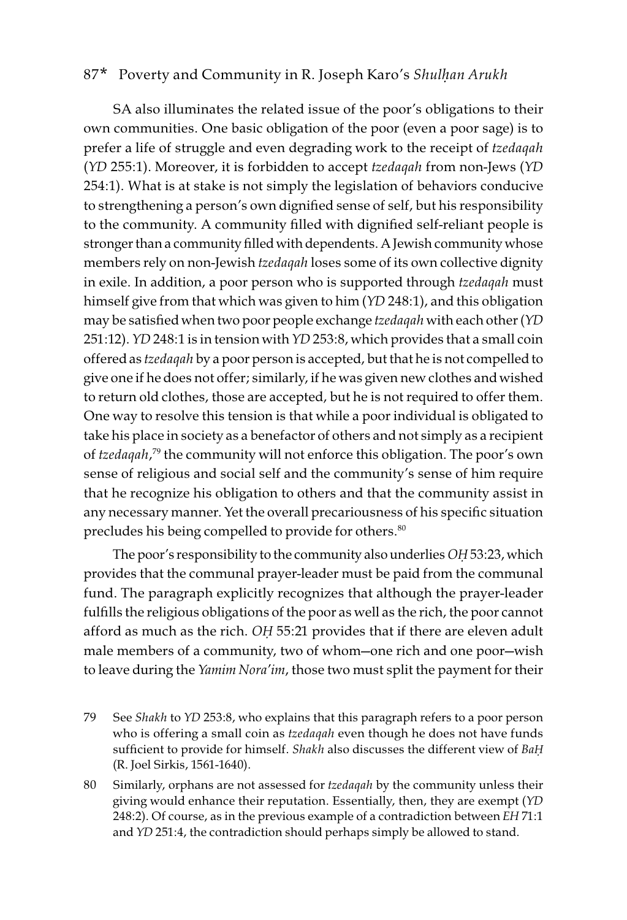SA also illuminates the related issue of the poor's obligations to their own communities. One basic obligation of the poor (even a poor sage) is to prefer a life of struggle and even degrading work to the receipt of *tzedaqah* (*YD* 255:1). Moreover, it is forbidden to accept *tzedaqah* from non-Jews (*YD* 254:1). What is at stake is not simply the legislation of behaviors conducive to strengthening a person's own dignified sense of self, but his responsibility to the community. A community filled with dignified self-reliant people is stronger than a community filled with dependents. A Jewish community whose members rely on non-Jewish *tzedaqah* loses some of its own collective dignity in exile. In addition, a poor person who is supported through *tzedaqah* must himself give from that which was given to him (*YD* 248:1), and this obligation may be satisfied when two poor people exchange *tzedaqah* with each other (*YD* 251:12). *YD* 248:1 is in tension with *YD* 253:8, which provides that a small coin offered as *tzedaqah* by a poor person is accepted, but that he is not compelled to give one if he does not offer; similarly, if he was given new clothes and wished to return old clothes, those are accepted, but he is not required to offer them. One way to resolve this tension is that while a poor individual is obligated to take his place in society as a benefactor of others and not simply as a recipient of *tzedaqah*,[79] the community will not enforce this obligation. The poor's own sense of religious and social self and the community's sense of him require that he recognize his obligation to others and that the community assist in any necessary manner. Yet the overall precariousness of his specific situation precludes his being compelled to provide for others.[80]

The poor's responsibility to the community also underlies *OḤ* 53:23, which provides that the communal prayer-leader must be paid from the communal fund. The paragraph explicitly recognizes that although the prayer-leader fulfills the religious obligations of the poor as well as the rich, the poor cannot afford as much as the rich. *OḤ* 55:21 provides that if there are eleven adult male members of a community, two of whom—one rich and one poor—wish to leave during the *Yamim Nora'im*, those two must split the payment for their

---

79 See *Shakh* to *YD* 253:8, who explains that this paragraph refers to a poor person who is offering a small coin as *tzedaqah* even though he does not have funds sufficient to provide for himself. *Shakh* also discusses the different view of *BaḤ* (R. Joel Sirkis, 1561-1640).

80 Similarly, orphans are not assessed for *tzedaqah* by the community unless their giving would enhance their reputation. Essentially, then, they are exempt (*YD* 248:2). Of course, as in the previous example of a contradiction between *EH* 71:1 and *YD* 251:4, the contradiction should perhaps simply be allowed to stand.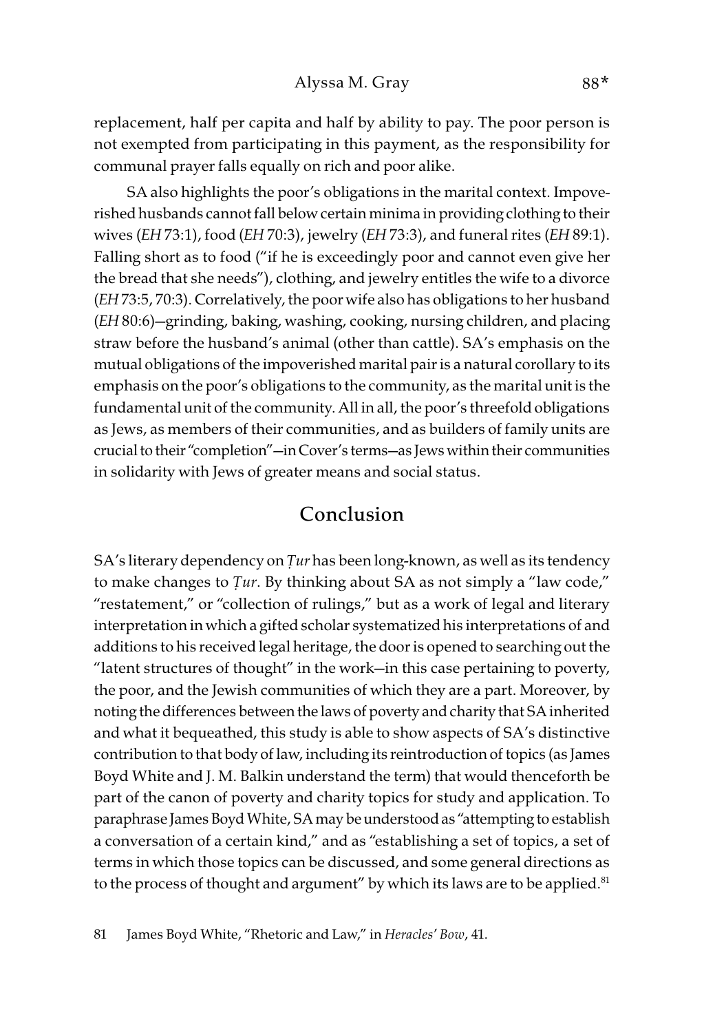replacement, half per capita and half by ability to pay. The poor person is not exempted from participating in this payment, as the responsibility for communal prayer falls equally on rich and poor alike.

SA also highlights the poor's obligations in the marital context. Impoverished husbands cannot fall below certain minima in providing clothing to their wives (*EH* 73:1), food (*EH* 70:3), jewelry (*EH* 73:3), and funeral rites (*EH* 89:1). Falling short as to food ("if he is exceedingly poor and cannot even give her the bread that she needs"), clothing, and jewelry entitles the wife to a divorce (*EH* 73:5, 70:3). Correlatively, the poor wife also has obligations to her husband (*EH* 80:6)—grinding, baking, washing, cooking, nursing children, and placing straw before the husband's animal (other than cattle). SA's emphasis on the mutual obligations of the impoverished marital pair is a natural corollary to its emphasis on the poor's obligations to the community, as the marital unit is the fundamental unit of the community. All in all, the poor's threefold obligations as Jews, as members of their communities, and as builders of family units are crucial to their "completion"—in Cover's terms—as Jews within their communities in solidarity with Jews of greater means and social status.

## Conclusion

SA's literary dependency on *Ṭur* has been long-known, as well as its tendency to make changes to *Ṭur*. By thinking about SA as not simply a "law code," "restatement," or "collection of rulings," but as a work of legal and literary interpretation in which a gifted scholar systematized his interpretations of and additions to his received legal heritage, the door is opened to searching out the "latent structures of thought" in the work—in this case pertaining to poverty, the poor, and the Jewish communities of which they are a part. Moreover, by noting the differences between the laws of poverty and charity that SA inherited and what it bequeathed, this study is able to show aspects of SA's distinctive contribution to that body of law, including its reintroduction of topics (as James Boyd White and J. M. Balkin understand the term) that would thenceforth be part of the canon of poverty and charity topics for study and application. To paraphrase James Boyd White, SA may be understood as "attempting to establish a conversation of a certain kind," and as "establishing a set of topics, a set of terms in which those topics can be discussed, and some general directions as to the process of thought and argument" by which its laws are to be applied.[81]

81 James Boyd White, "Rhetoric and Law," in *Heracles' Bow*, 41.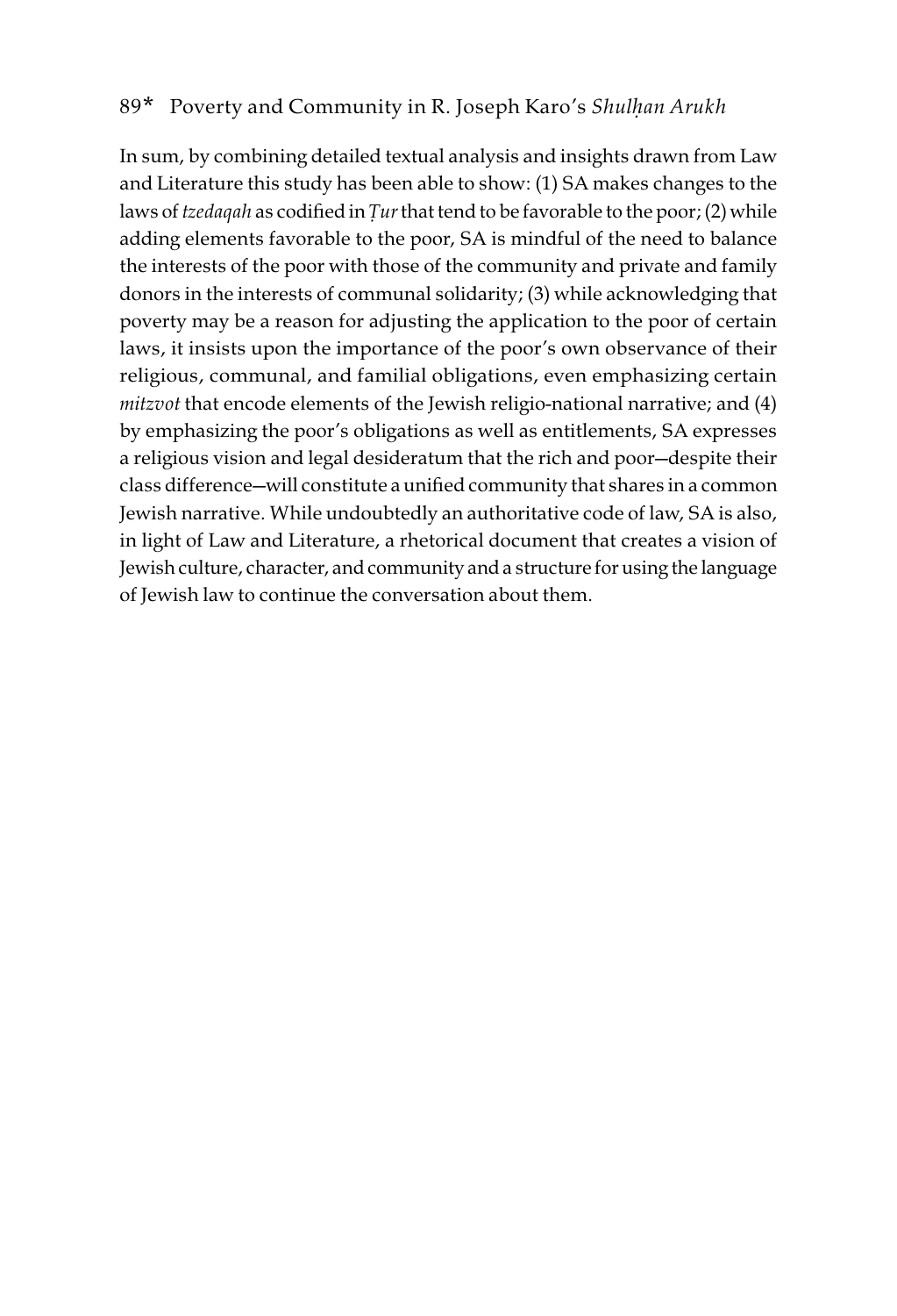In sum, by combining detailed textual analysis and insights drawn from Law and Literature this study has been able to show: (1) SA makes changes to the laws of *tzedaqah* as codified in *Ṭur* that tend to be favorable to the poor; (2) while adding elements favorable to the poor, SA is mindful of the need to balance the interests of the poor with those of the community and private and family donors in the interests of communal solidarity; (3) while acknowledging that poverty may be a reason for adjusting the application to the poor of certain laws, it insists upon the importance of the poor's own observance of their religious, communal, and familial obligations, even emphasizing certain *mitzvot* that encode elements of the Jewish religio-national narrative; and (4) by emphasizing the poor's obligations as well as entitlements, SA expresses a religious vision and legal desideratum that the rich and poor—despite their class difference—will constitute a unified community that shares in a common Jewish narrative. While undoubtedly an authoritative code of law, SA is also, in light of Law and Literature, a rhetorical document that creates a vision of Jewish culture, character, and community and a structure for using the language of Jewish law to continue the conversation about them.